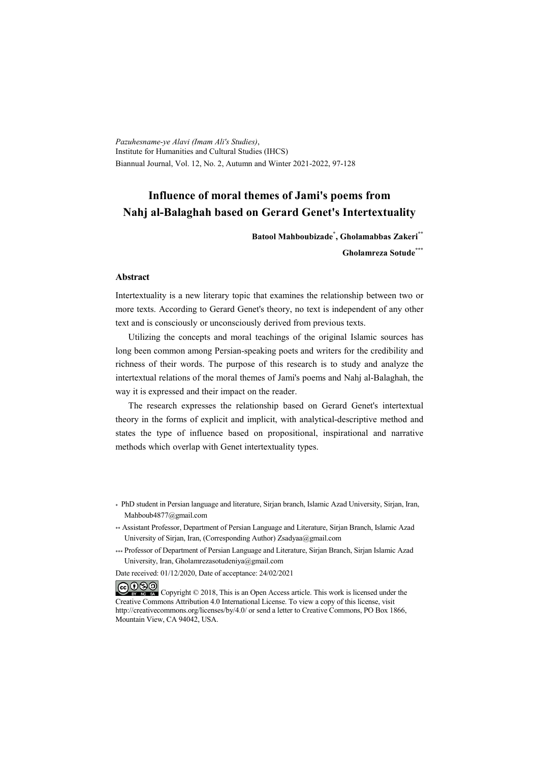*Pazuhesname-ye Alavi (Imam Ali's Studies)*,
Institute for Humanities and Cultural Studies (IHCS)
Biannual Journal, Vol. 12, No. 2, Autumn and Winter 2021-2022, 97-128

# Influence of moral themes of Jami's poems from Nahj al-Balaghah based on Gerard Genet's Intertextuality

**Batool Mahboubizade[*], Gholamabbas Zakeri[**]**

**Gholamreza Sotude[***]**

## Abstract

Intertextuality is a new literary topic that examines the relationship between two or more texts. According to Gerard Genet's theory, no text is independent of any other text and is consciously or unconsciously derived from previous texts.

Utilizing the concepts and moral teachings of the original Islamic sources has long been common among Persian-speaking poets and writers for the credibility and richness of their words. The purpose of this research is to study and analyze the intertextual relations of the moral themes of Jami's poems and Nahj al-Balaghah, the way it is expressed and their impact on the reader.

The research expresses the relationship based on Gerard Genet's intertextual theory in the forms of explicit and implicit, with analytical-descriptive method and states the type of influence based on propositional, inspirational and narrative methods which overlap with Genet intertextuality types.

* PhD student in Persian language and literature, Sirjan branch, Islamic Azad University, Sirjan, Iran, Mahboub4877@gmail.com

** Assistant Professor, Department of Persian Language and Literature, Sirjan Branch, Islamic Azad University of Sirjan, Iran, (Corresponding Author) Zsadyaa@gmail.com

*** Professor of Department of Persian Language and Literature, Sirjan Branch, Sirjan Islamic Azad University, Iran, Gholamrezasotudeniya@gmail.com

Date received: 01/12/2020, Date of acceptance: 24/02/2021

Copyright © 2018, This is an Open Access article. This work is licensed under the Creative Commons Attribution 4.0 International License. To view a copy of this license, visit http://creativecommons.org/licenses/by/4.0/ or send a letter to Creative Commons, PO Box 1866, Mountain View, CA 94042, USA.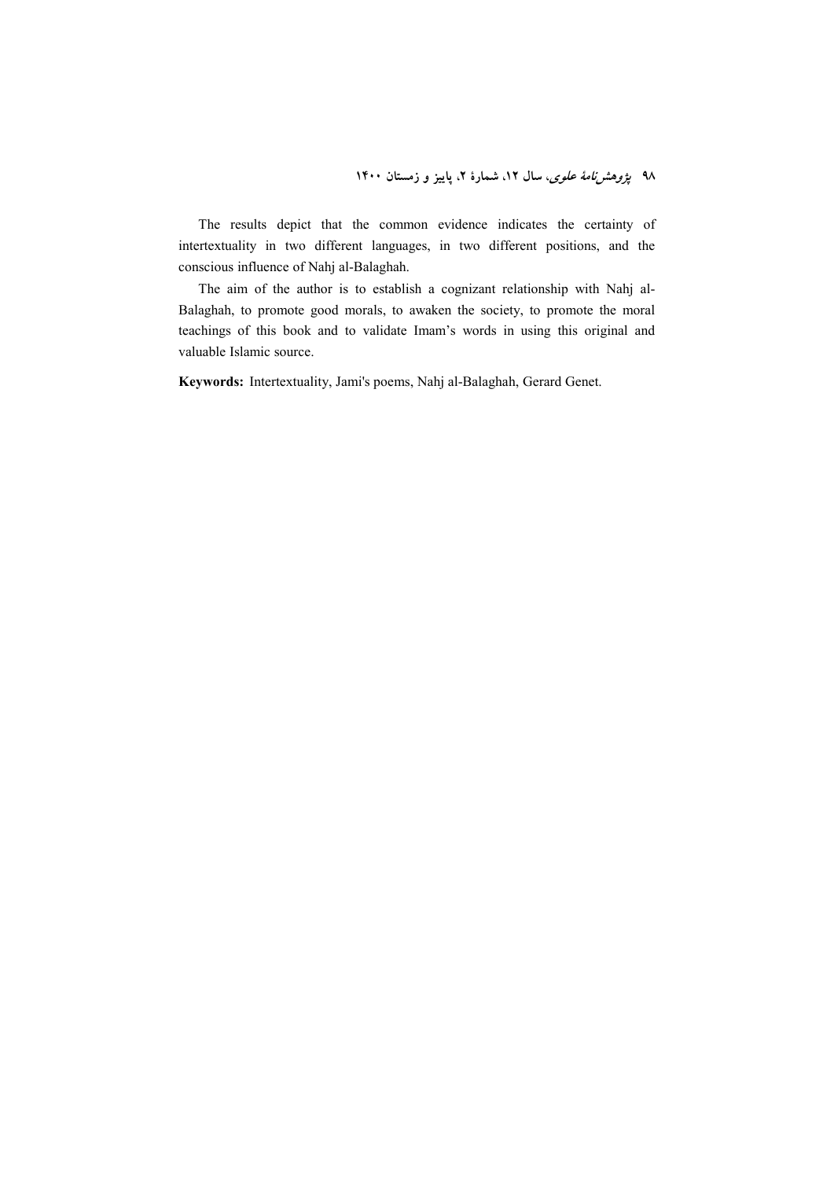The results depict that the common evidence indicates the certainty of intertextuality in two different languages, in two different positions, and the conscious influence of Nahj al-Balaghah.

The aim of the author is to establish a cognizant relationship with Nahj al-Balaghah, to promote good morals, to awaken the society, to promote the moral teachings of this book and to validate Imam's words in using this original and valuable Islamic source.

**Keywords:** Intertextuality, Jami's poems, Nahj al-Balaghah, Gerard Genet.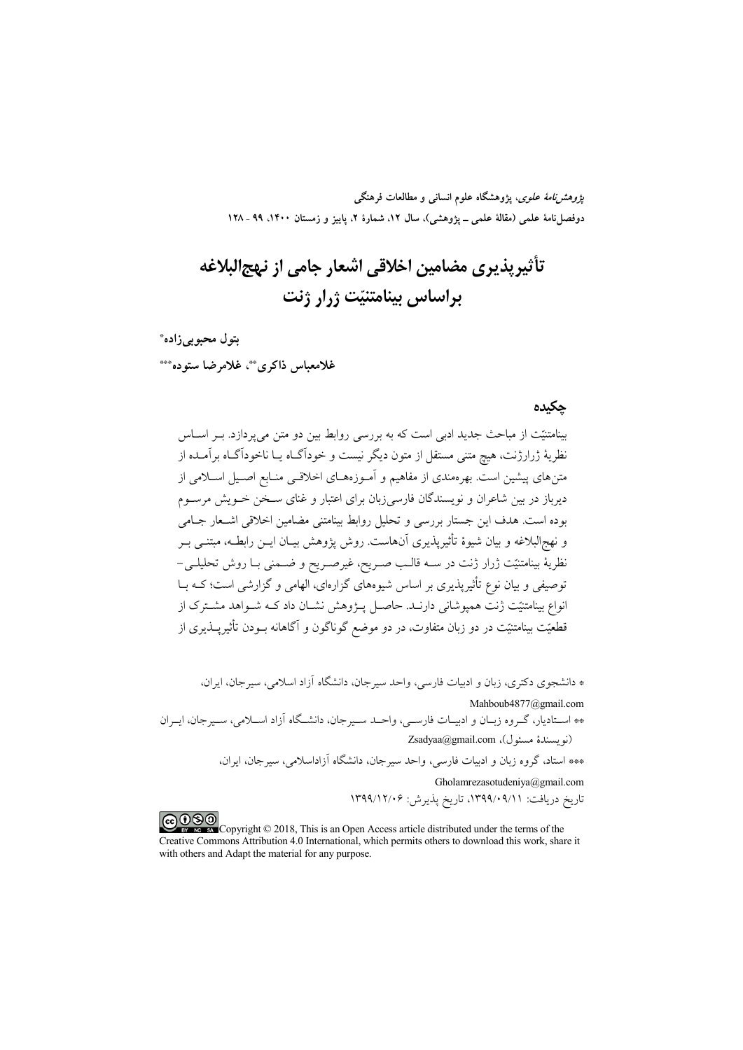*پژوهش‌نامهٔ علوی*، پژوهشگاه علوم انسانی و مطالعات فرهنگی
دوفصل‌نامهٔ علمی (مقالهٔ علمی ـ پژوهشی)، سال ۱۲، شمارهٔ ۲، پاییز و زمستان ۱۴۰۰، ۹۹ - ۱۲۸

# تأثیرپذیری مضامین اخلاقی اشعار جامی از نهج‌البلاغه براساس بینامتنیّت ژرار ژنت

**بتول محبوبی‌زاده***

**غلامعباس ذاکری**، غلامرضا ستوده*****

## چکیده

بینامتنیّت از مباحث جدید ادبی است که به بررسی روابط بین دو متن می‌پردازد. بر اساس نظریهٔ ژرارژنت، هیچ متنی مستقل از متون دیگر نیست و خودآگاه یا ناخودآگاه برآمده از متن‌های پیشین است. بهره‌مندی از مفاهیم و آموزه‌های اخلاقی منابع اصیل اسلامی از دیرباز در بین شاعران و نویسندگان فارسی‌زبان برای اعتبار و غنای سخن خویش مرسوم بوده است. هدف این جستار بررسی و تحلیل روابط بینامتنی مضامین اخلاقی اشعار جامی و نهج‌البلاغه و بیان شیوهٔ تأثیرپذیری آن‌هاست. روش پژوهش بیان این رابطه، مبتنی بر نظریهٔ بینامتنیّت ژرار ژنت در سه قالب صریح، غیرصریح و ضمنی با روش تحلیلی- توصیفی و بیان نوع تأثیرپذیری بر اساس شیوه‌های گزاره‌ای، الهامی و گزارشی است؛ که با انواع بینامتنیّت ژنت همپوشانی دارند. حاصل پژوهش نشان داد که شواهد مشترک از قطعیّت بینامتنیّت در دو زبان متفاوت، در دو موضع گوناگون و آگاهانه بودن تأثیرپذیری از

* دانشجوی دکتری، زبان و ادبیات فارسی، واحد سیرجان، دانشگاه آزاد اسلامی، سیرجان، ایران،
Mahboub4877@gmail.com

** استادیار، گروه زبان و ادبیات فارسی، واحد سیرجان، دانشگاه آزاد اسلامی، سیرجان، ایران (نویسندهٔ مسئول)، Zsadyaa@gmail.com

*** استاد، گروه زبان و ادبیات فارسی، واحد سیرجان، دانشگاه آزاداسلامی، سیرجان، ایران،
Gholamrezasotudeniya@gmail.com

تاریخ دریافت: ۱۳۹۹/۰۹/۱۱، تاریخ پذیرش: ۱۳۹۹/۱۲/۰۶

Copyright © 2018, This is an Open Access article distributed under the terms of the Creative Commons Attribution 4.0 International, which permits others to download this work, share it with others and Adapt the material for any purpose.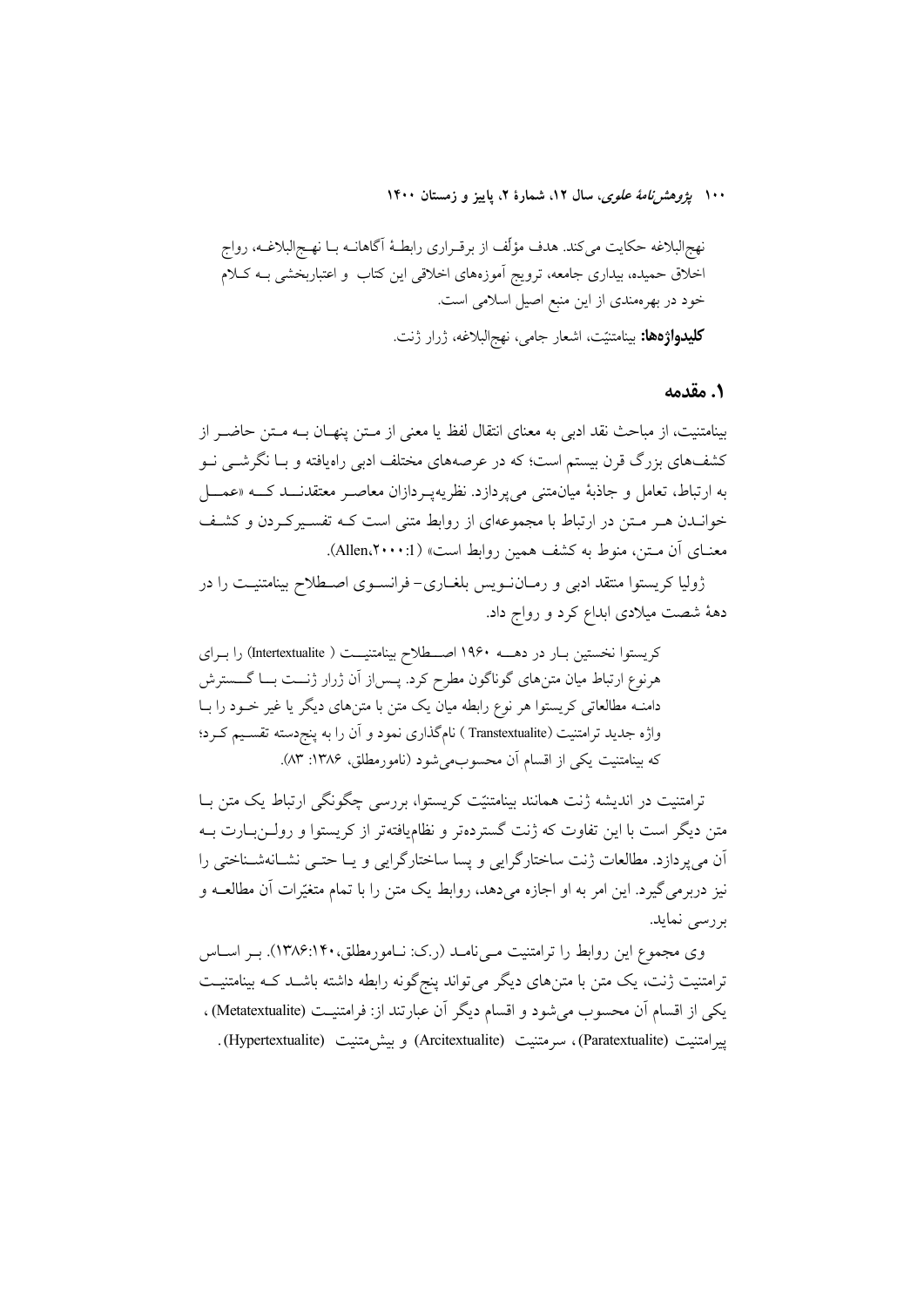نهج‌البلاغه حکایت می‌کند. هدف مؤلّف از برقراری رابطهٔ آگاهانه با نهج‌البلاغه، رواج اخلاق حمیده، بیداری جامعه، ترویج آموزه‌های اخلاقی این کتاب و اعتباربخشی به کلام خود در بهره‌مندی از این منبع اصیل اسلامی است.

**کلیدواژه‌ها:** بینامتنیّت، اشعار جامی، نهج‌البلاغه، ژرار ژنت.

## ۱. مقدمه

بینامتنیت، از مباحث نقد ادبی به معنای انتقال لفظ یا معنی از متن پنهان به متن حاضر از کشف‌های بزرگ قرن بیستم است؛ که در عرصه‌های مختلف ادبی راه‌یافته و با نگرشی نو به ارتباط، تعامل و جاذبهٔ میان‌متنی می‌پردازد. نظریه‌پردازان معاصر معتقدند که «عمل خواندن هر متن در ارتباط با مجموعه‌ای از روابط متنی است که تفسیرکردن و کشف معنای آن متن، منوط به کشف همین روابط است» (Allen،۲۰۰۰:1).

ژولیا کریستوا منتقد ادبی و رمان‌نویس بلغاری- فرانسوی اصطلاح بینامتنیت را در دههٔ شصت میلادی ابداع کرد و رواج داد.

> کریستوا نخستین بار در دهه ۱۹۶۰ اصطلاح بینامتنیت ( Intertextualite) را برای هرنوع ارتباط میان متن‌های گوناگون مطرح کرد. پس‌از آن ژرار ژنت با گسترش دامنه مطالعاتی کریستوا هر نوع رابطه میان یک متن با متن‌های دیگر یا غیر خود را با واژه جدید ترامتنیت (Transtextualite ) نام‌گذاری نمود و آن را به پنج‌دسته تقسیم کرد؛ که بینامتنیت یکی از اقسام آن محسوب‌می‌شود (نامورمطلق، ۱۳۸۶: ۸۳).

ترامتنیت در اندیشه ژنت همانند بینامتنیّت کریستوا، بررسی چگونگی ارتباط یک متن با متن دیگر است با این تفاوت که ژنت گسترده‌تر و نظام‌یافته‌تر از کریستوا و رولن‌بارت به آن می‌پردازد. مطالعات ژنت ساختارگرایی و پسا ساختارگرایی و یا حتی نشانه‌شناختی را نیز دربرمی‌گیرد. این امر به او اجازه می‌دهد، روابط یک متن را با تمام متغیّرات آن مطالعه و بررسی نماید.

وی مجموع این روابط را ترامتنیت می‌نامد (ر.ک: نامورمطلق،۱۳۸۶:۱۴۰). بر اساس ترامتنیت ژنت، یک متن با متن‌های دیگر می‌تواند پنج‌گونه رابطه داشته باشد که بینامتنیت یکی از اقسام آن محسوب می‌شود و اقسام دیگر آن عبارتند از: فرامتنیت (Metatextualite) ، پیرامتنیت (Paratextualite)، سرمتنیت (Arcitextualite) و بیش‌متنیت (Hypertextualite) .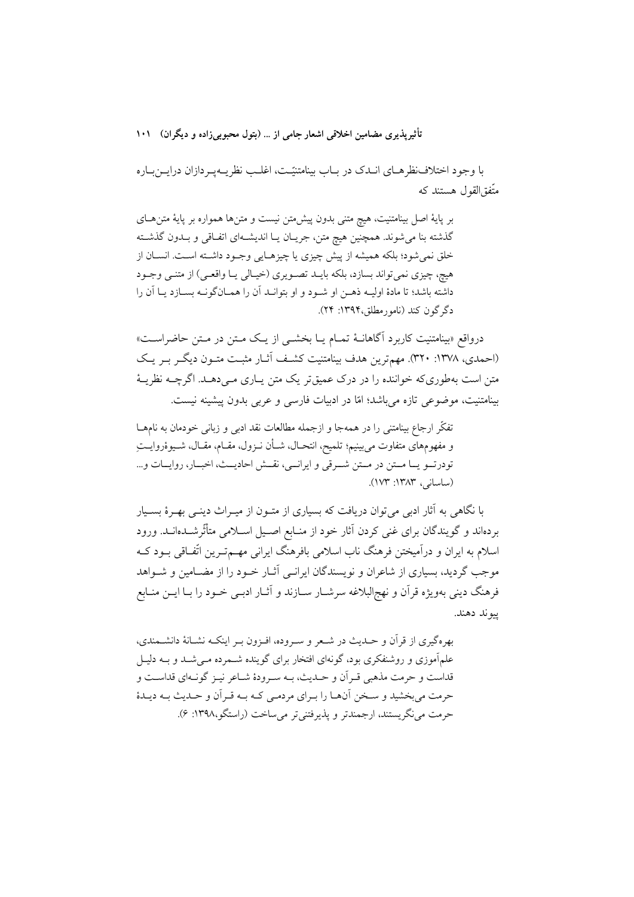با وجود اختلاف‌نظرهای اندک در باب بینامتنیّت، اغلب نظریه‌پردازان دراین‌باره متّفق‌القول هستند که

> بر پایهٔ اصل بینامتنیت، هیچ متنی بدون پیش‌متن نیست و متن‌ها همواره بر پایهٔ متن‌های گذشته بنا می‌شوند. همچنین هیچ متن، جریان یا اندیشه‌ای اتفاقی و بدون گذشته خلق نمی‌شود؛ بلکه همیشه از پیش چیزی یا چیزهایی وجود داشته است. انسان از هیچ، چیزی نمی‌تواند بسازد، بلکه باید تصویری (خیالی یا واقعی) از متنی وجود داشته باشد؛ تا مادهٔ اولیه ذهن او شود و او بتواند آن را همان‌گونه بسازد یا آن را دگرگون کند (نامورمطلق،۱۳۹۴: ۲۴).

درواقع «بینامتنیت کاربرد آگاهانهٔ تمام یا بخشی از یک متن در متن حاضراست» (احمدی، ۱۳۷۸: ۳۲۰). مهم‌ترین هدف بینامتنیت کشف آثار مثبت متون دیگر بر یک متن است به‌طوری‌که خواننده را در درک عمیق‌تر یک متن یاری می‌دهد. اگرچه نظریهٔ بینامتنیت، موضوعی تازه می‌باشد؛ امّا در ادبیات فارسی و عربی بدون پیشینه نیست.

> تفکّر ارجاع بینامتنی را در همه‌جا و ازجمله مطالعات نقد ادبی و زبانی خودمان به نام‌ها و مفهوم‌های متفاوت می‌بینیم؛ تلمیح، انتحال، شأن نزول، مقام، مقال، شیوهٔروایتِ تودرتو یا متن در متن شرقی و ایرانی، نقش احادیث، اخبار، روایات و... (ساسانی، ۱۳۸۳: ۱۷۳).

با نگاهی به آثار ادبی می‌توان دریافت که بسیاری از متون از میراث دینی بهرهٔ بسیار برده‌اند و گویندگان برای غنی کردن آثار خود از منابع اصیل اسلامی متأثّرشده‌اند. ورود اسلام به ایران و درآمیختن فرهنگ ناب اسلامی بافرهنگ ایرانی مهم‌ترین اتّفاقی بود که موجب گردید، بسیاری از شاعران و نویسندگان ایرانی آثار خود را از مضامین و شواهد فرهنگ دینی به‌ویژه قرآن و نهج‌البلاغه سرشار سازند و آثار ادبی خود را با این منابع پیوند دهند.

> بهره‌گیری از قرآن و حدیث در شعر و سروده، افزون بر اینکه نشانهٔ دانشمندی، علم‌آموزی و روشنفکری بود، گونه‌ای افتخار برای گوینده شمرده می‌شد و به دلیل قداست و حرمت مذهبی قرآن و حدیث، به سرودهٔ شاعر نیز گونه‌ای قداست و حرمت می‌بخشید و سخن آن‌ها را برای مردمی که به قرآن و حدیث به دیدهٔ حرمت می‌نگریستند، ارجمندتر و پذیرفتنی‌تر می‌ساخت (راستگو،۱۳۹۸: ۶).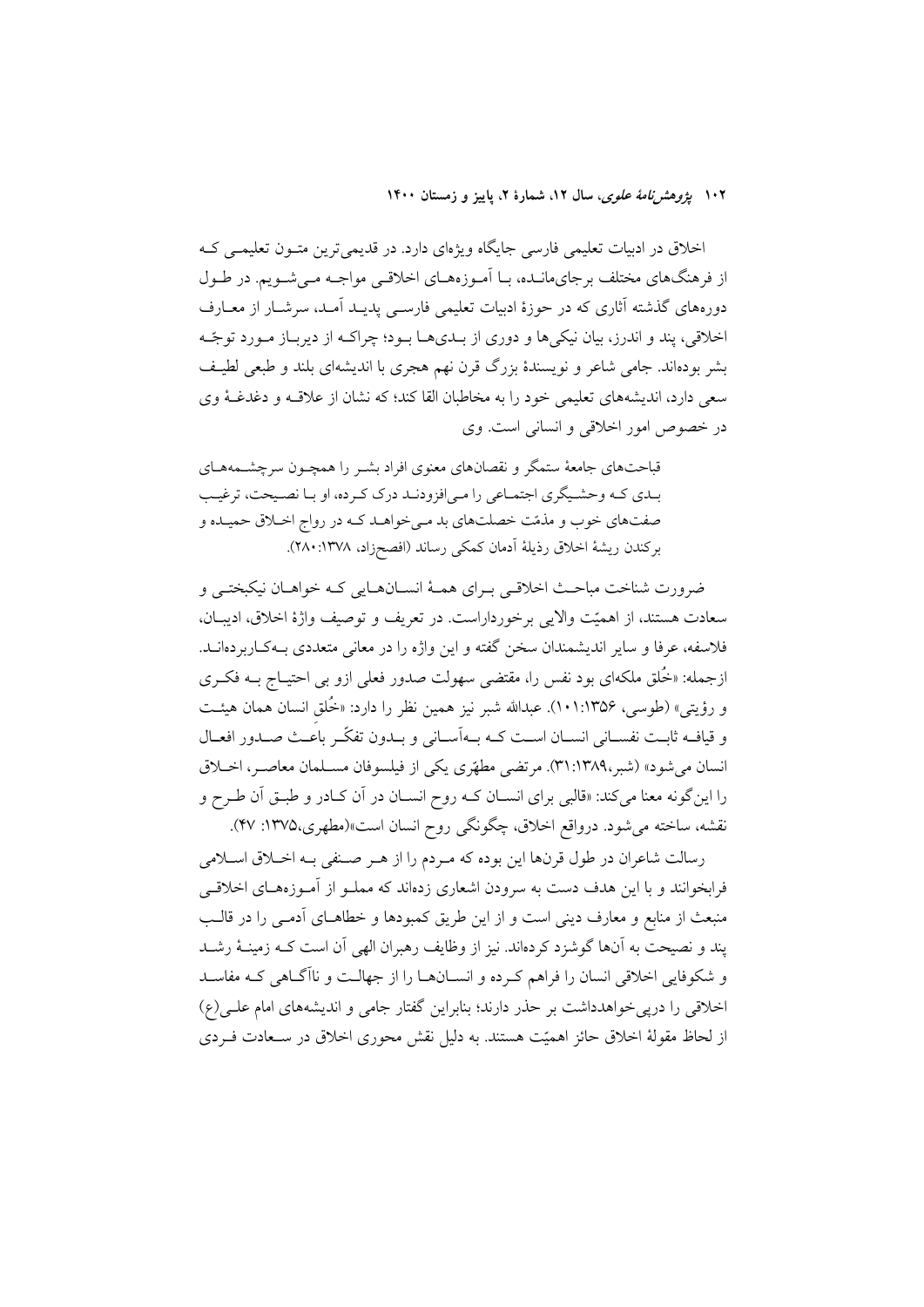اخلاق در ادبیات تعلیمی فارسی جایگاه ویژه‌ای دارد. در قدیمی‌ترین متون تعلیمی که از فرهنگ‌های مختلف برجای‌مانده، با آموزه‌های اخلاقی مواجه می‌شویم. در طول دوره‌های گذشته آثاری که در حوزهٔ ادبیات تعلیمی فارسی پدید آمد، سرشار از معارف اخلاقی، پند و اندرز، بیان نیکی‌ها و دوری از بدی‌ها بود؛ چراکه از دیرباز مورد توجّه بشر بوده‌اند. جامی شاعر و نویسندهٔ بزرگ قرن نهم هجری با اندیشه‌ای بلند و طبعی لطیف سعی دارد، اندیشه‌های تعلیمی خود را به مخاطبان القا کند؛ که نشان از علاقه و دغدغهٔ وی در خصوص امور اخلاقی و انسانی است. وی

> قباحت‌های جامعهٔ ستمگر و نقصان‌های معنوی افراد بشر را همچون سرچشمه‌های بدی که وحشیگری اجتماعی را می‌افزودند درک کرده، او با نصیحت، ترغیب صفت‌های خوب و مذمّت خصلت‌های بد می‌خواهد که در رواج اخلاق حمیده و برکندن ریشهٔ اخلاق رذیلهٔ آدمان کمکی رساند (افصح‌زاد، ۱۳۷۸:۲۸۰).

ضرورت شناخت مباحث اخلاقی برای همهٔ انسان‌هایی که خواهان نیکبختی و سعادت هستند، از اهمیّت والایی برخورداراست. در تعریف و توصیف واژهٔ اخلاق، ادیبان، فلاسفه، عرفا و سایر اندیشمندان سخن گفته و این واژه را در معانی متعددی به‌کاربرده‌اند. ازجمله: «خُلق ملکه‌ای بود نفس را، مقتضی سهولت صدور فعلی ازو بی احتیاج به فکری و رؤیتی» (طوسی، ۱۳۵۶:۱۰۱). عبدالله شبر نیز همین نظر را دارد: «خُلقِ انسان همان هیئت و قیافه ثابت نفسانی انسان است که به‌آسانی و بدون تفکّر باعث صدور افعال انسان می‌شود» (شبر،۱۳۸۹:۳۱). مرتضی مطهّری یکی از فیلسوفان مسلمان معاصر، اخلاق را این‌گونه معنا می‌کند: «قالبی برای انسان که روح انسان در آن کادر و طبق آن طرح و نقشه، ساخته می‌شود. درواقع اخلاق، چگونگی روح انسان است»(مطهری،۱۳۷۵: ۴۷).

رسالت شاعران در طول قرن‌ها این بوده که مردم را از هر صنفی به اخلاق اسلامی فرابخوانند و با این هدف دست به سرودن اشعاری زده‌اند که مملو از آموزه‌های اخلاقی منبعث از منابع و معارف دینی است و از این طریق کمبودها و خطاهای آدمی را در قالب پند و نصیحت به آن‌ها گوشزد کرده‌اند. نیز از وظایف رهبران الهی آن است که زمینهٔ رشد و شکوفایی اخلاقی انسان را فراهم کرده و انسان‌ها را از جهالت و ناآگاهی که مفاسد اخلاقی را درپی‌خواهدداشت بر حذر دارند؛ بنابراین گفتار جامی و اندیشه‌های امام علی(ع) از لحاظ مقولهٔ اخلاق حائز اهمیّت هستند. به دلیل نقش محوری اخلاق در سعادت فردی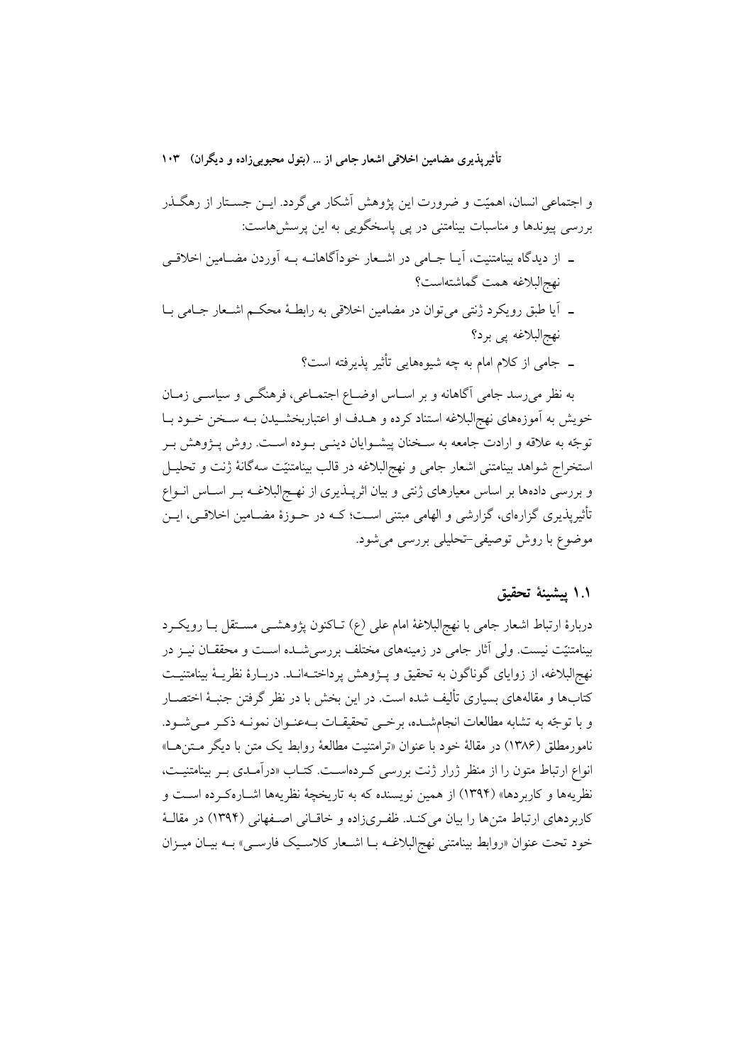و اجتماعی انسان، اهمیّت و ضرورت این پژوهش آشکار می‌گردد. این جستار از رهگذر بررسی پیوندها و مناسبات بینامتنی در پی پاسخگویی به این پرسش‌هاست:

- از دیدگاه بینامتنیت، آیا جامی در اشعار خودآگاهانه به آوردن مضامین اخلاقی نهج‌البلاغه همت گماشته‌است؟
- آیا طبق رویکرد ژنتی می‌توان در مضامین اخلاقی به رابطهٔ محکم اشعار جامی با نهج‌البلاغه پی برد؟
- جامی از کلام امام به چه شیوه‌هایی تأثیر پذیرفته است؟

به نظر می‌رسد جامی آگاهانه و بر اساس اوضاع اجتماعی، فرهنگی و سیاسی زمان خویش به آموزه‌های نهج‌البلاغه استناد کرده و هدف او اعتباربخشیدن به سخن خود با توجّه به علاقه و ارادت جامعه به سخنان پیشوایان دینی بوده است. روش پژوهش بر استخراج شواهد بینامتنی اشعار جامی و نهج‌البلاغه در قالب بینامتنیّت سه‌گانهٔ ژنت و تحلیل و بررسی داده‌ها بر اساس معیارهای ژنتی و بیان اثرپذیری از نهج‌البلاغه بر اساس انواع تأثیرپذیری گزاره‌ای، گزارشی و الهامی مبتنی است؛ که در حوزهٔ مضامین اخلاقی، این موضوع با روش توصیفی-تحلیلی بررسی می‌شود.

## ۱.۱ پیشینهٔ تحقیق

دربارهٔ ارتباط اشعار جامی با نهج‌البلاغهٔ امام علی (ع) تاکنون پژوهشی مستقل با رویکرد بینامتنیّت نیست. ولی آثار جامی در زمینه‌های مختلف بررسی‌شده است و محققان نیز در نهج‌البلاغه، از زوایای گوناگون به تحقیق و پژوهش پرداخته‌اند. دربارهٔ نظریهٔ بینامتنیت کتاب‌ها و مقاله‌های بسیاری تألیف شده است. در این بخش با در نظر گرفتن جنبهٔ اختصار و با توجّه به تشابه مطالعات انجام‌شده، برخی تحقیقات به‌عنوان نمونه ذکر می‌شود. نامورمطلق (۱۳۸۶) در مقالهٔ خود با عنوان «ترامتنیت مطالعهٔ روابط یک متن با دیگر متن‌ها» انواع ارتباط متون را از منظر ژرار ژنت بررسی کرده‌است. کتاب «درآمدی بر بینامتنیت، نظریه‌ها و کاربردها» (۱۳۹۴) از همین نویسنده که به تاریخچهٔ نظریه‌ها اشاره‌کرده است و کاربردهای ارتباط متن‌ها را بیان می‌کند. ظفری‌زاده و خاقانی اصفهانی (۱۳۹۴) در مقالهٔ خود تحت عنوان «روابط بینامتنی نهج‌البلاغه با اشعار کلاسیک فارسی» به بیان میزان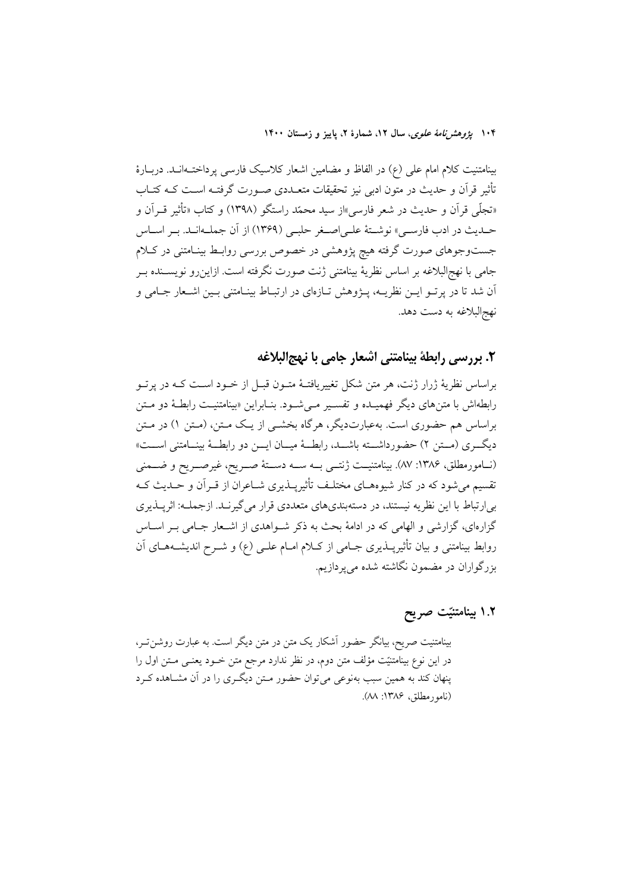بینامتنیت کلام امام علی (ع) در الفاظ و مضامین اشعار کلاسیک فارسی پرداخته‌اند. دربارهٔ تأثیر قرآن و حدیث در متون ادبی نیز تحقیقات متعددی صورت گرفته است که کتاب «تجلّی قرآن و حدیث در شعر فارسی»از سید محمّد راستگو (۱۳۹۸) و کتاب «تأثیر قرآن و حدیث در ادب فارسی» نوشتهٔ علی‌اصغر حلبی (۱۳۶۹) از آن جمله‌اند. بر اساس جست‌وجوهای صورت گرفته هیچ پژوهشی در خصوص بررسی روابط بینامتنی در کلام جامی با نهج‌البلاغه بر اساس نظریهٔ بینامتنی ژنت صورت نگرفته است. ازاین‌رو نویسنده بر آن شد تا در پرتو این نظریه، پژوهش تازه‌ای در ارتباط بینامتنی بین اشعار جامی و نهج‌البلاغه به دست دهد.

## ۲. بررسی رابطهٔ بینامتنی اشعار جامی با نهج‌البلاغه

براساس نظریهٔ ژرار ژنت، هر متن شکل تغییریافتهٔ متون قبل از خود است که در پرتو رابطه‌اش با متن‌های دیگر فهمیده و تفسیر می‌شود. بنابراین «بینامتنیت رابطهٔ دو متن براساس هم حضوری است. به‌عبارت‌دیگر، هرگاه بخشی از یک متن، (متن ۱) در متن دیگری (متن ۲) حضورداشته باشد، رابطهٔ میان این دو رابطهٔ بینامتنی است» (نامورمطلق، ۱۳۸۶: ۸۷). بینامتنیت ژنتی به سه دستهٔ صریح، غیرصریح و ضمنی تقسیم می‌شود که در کنار شیوه‌های مختلف تأثیرپذیری شاعران از قرآن و حدیث که بی‌ارتباط با این نظریه نیستند، در دسته‌بندی‌های متعددی قرار می‌گیرند. ازجمله: اثرپذیری گزاره‌ای، گزارشی و الهامی که در ادامهٔ بحث به ذکر شواهدی از اشعار جامی بر اساس روابط بینامتنی و بیان تأثیرپذیری جامی از کلام امام علی (ع) و شرح اندیشه‌های آن بزرگواران در مضمون نگاشته شده می‌پردازیم.

### ۱.۲ بینامتنیّت صریح

بینامتنیت صریح، بیانگر حضور آشکار یک متن در متن دیگر است. به عبارت روشن‌تر، در این نوع بینامتنیّت مؤلف متن دوم، در نظر ندارد مرجع متن خود یعنی متن اول را پنهان کند به همین سبب به‌نوعی می‌توان حضور متن دیگری را در آن مشاهده کرد (نامورمطلق، ۱۳۸۶: ۸۸).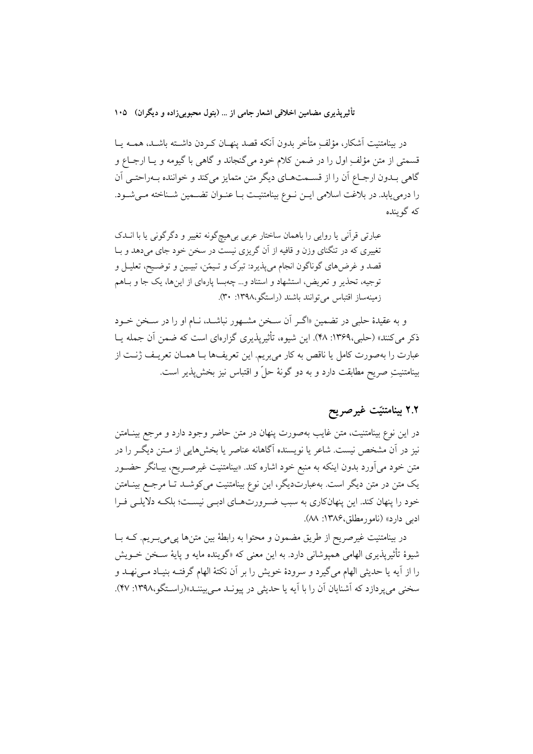در بینامتنیت آشکار، مؤلفِ متأخر بدون آنکه قصد پنهان کردن داشته باشد، همه یا قسمتی از متن مؤلفِ اول را در ضمن کلام خود می‌گنجاند و گاهی با گیومه و یا ارجاع و گاهی بدون ارجاع آن را از قسمت‌های دیگر متن متمایز می‌کند و خواننده به‌راحتی آن را درمی‌یابد. در بلاغت اسلامی این نوع بینامتنیت با عنوان تضمین شناخته می‌شود. که گوینده

> عبارتی قرآنی یا روایی را باهمان ساختار عربی بی‌هیچ‌گونه تغییر و دگرگونی یا با اندک تغییری که در تنگنای وزن و قافیه از آن گریزی نیست در سخن خود جای می‌دهد و با قصد و غرض‌های گوناگون انجام می‌پذیرد: تبرّک و تیمّن، تبیین و توضیح، تعلیل و توجیه، تحذیر و تعریض، استشهاد و استناد و... چه‌بسا پاره‌ای از این‌ها، یک جا و باهم زمینه‌ساز اقتباس می‌توانند باشند (راستگو،۱۳۹۸: ۳۰).

و به عقیدهٔ حلبی در تضمین «اگر آن سخن مشهور نباشد، نام او را در سخن خود ذکر می‌کنند» (حلبی،۱۳۶۹: ۴۸). این شیوه، تأثیرپذیری گزاره‌ای است که ضمن آن جمله یا عبارت را به‌صورت کامل یا ناقص به کار می‌بریم. این تعریف‌ها با همان تعریف ژنت از بینامتنیتِ صریح مطابقت دارد و به دو گونهٔ حلّ و اقتباس نیز بخش‌پذیر است.

## ۲.۲ بینامتنیّت غیرصریح

در این نوع بینامتنیت، متن غایب به‌صورت پنهان در متن حاضر وجود دارد و مرجع بینامتن نیز در آن مشخص نیست. شاعر یا نویسنده آگاهانه عناصر یا بخش‌هایی از متن دیگر را در متن خود می‌آورد بدون اینکه به منبع خود اشاره کند. «بینامتنیت غیرصریح، بیانگر حضور یک متن در متن دیگر است. به‌عبارت‌دیگر، این نوع بینامتنیت می‌کوشد تا مرجع بینامتن خود را پنهان کند. این پنهان‌کاری به سبب ضرورت‌های ادبی نیست؛ بلکه دلایلی فرا ادبی دارد» (نامورمطلق،۱۳۸۶: ۸۸).

در بینامتنیت غیرصریح از طریق مضمون و محتوا به رابطهٔ بین متن‌ها پی‌می‌بریم. که با شیوهٔ تأثیرپذیری الهامی همپوشانی دارد. به این معنی که «گوینده مایه و پایهٔ سخن خویش را از آیه یا حدیثی الهام می‌گیرد و سرودهٔ خویش را بر آن نکتهٔ الهام گرفته بنیاد می‌نهد و سخنی می‌پردازد که آشنایان آن را با آیه یا حدیثی در پیوند می‌بینند»(راستگو،۱۳۹۸: ۴۷).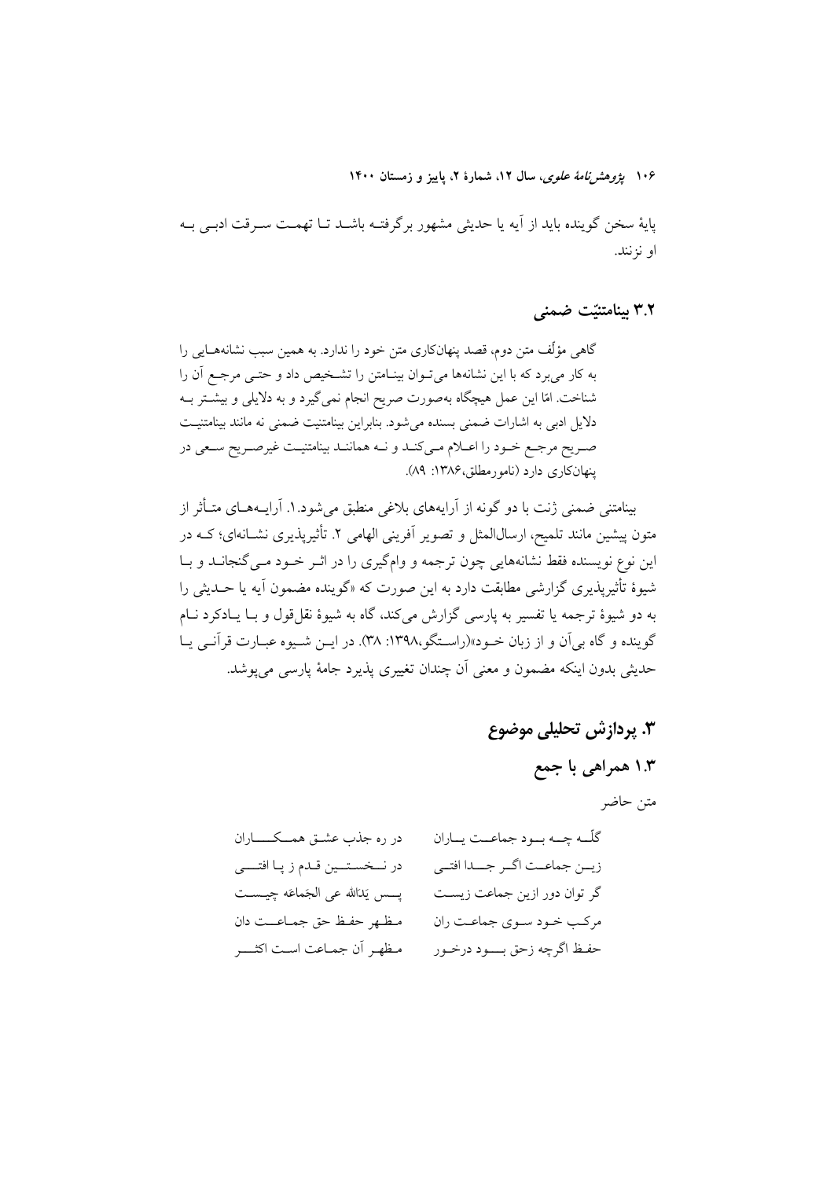پایهٔ سخن گوینده باید از آیه یا حدیثی مشهور برگرفته باشد تا تهمت سرقت ادبی به او نزنند.

### ۳.۲ بینامتنیّت ضمنی

گاهی مؤلّف متن دوم، قصد پنهان‌کاری متن خود را ندارد. به همین سبب نشانه‌هایی را به کار می‌برد که با این نشانه‌ها می‌توان بینامتن را تشخیص داد و حتی مرجع آن را شناخت. امّا این عمل هیچگاه به‌صورت صریح انجام نمی‌گیرد و به دلایلی و بیشتر به دلایل ادبی به اشارات ضمنی بسنده می‌شود. بنابراین بینامتنیت ضمنی نه مانند بینامتنیت صریح مرجع خود را اعلام می‌کند و نه همانند بینامتنیت غیرصریح سعی در پنهان‌کاری دارد (نامورمطلق،۱۳۸۶: ۸۹).

بینامتنی ضمنی ژنت با دو گونه از آرایه‌های بلاغی منطبق می‌شود.۱. آرایه‌های متأثر از متون پیشین مانند تلمیح، ارسال‌المثل و تصویر آفرینی الهامی ۲. تأثیرپذیری نشانه‌ای؛ که در این نوع نویسنده فقط نشانه‌هایی چون ترجمه و وام‌گیری را در اثر خود می‌گنجاند و با شیوهٔ تأثیرپذیری گزارشی مطابقت دارد به این صورت که «گوینده مضمون آیه یا حدیثی را به دو شیوهٔ ترجمه یا تفسیر به پارسی گزارش می‌کند، گاه به شیوهٔ نقل‌قول و با یادکرد نام گوینده و گاه بی‌آن و از زبان خود»(راستگو،۱۳۹۸: ۳۸). در این شیوه عبارت قرآنی یا حدیثی بدون اینکه مضمون و معنی آن چندان تغییری پذیرد جامهٔ پارسی می‌پوشد.

## ۳. پردازش تحلیلی موضوع

### ۱.۳ همراهی با جمع

متن حاضر

| | |
|---|---|
| گلّه چه بود جماعت یاران | در ره جذب عشق همکاران |
| زین جماعت اگر جدا افتی | در نخستین قدم ز پا افتی |
| گر توان دور ازین جماعت زیست | پس یَدُالله علی الجَماعَه چیست |
| مرکب خود سوی جماعت ران | مظهر حفظ حق جماعت دان |
| حفظ اگرچه زحق بود درخور | مظهر آن جماعت است اکثر |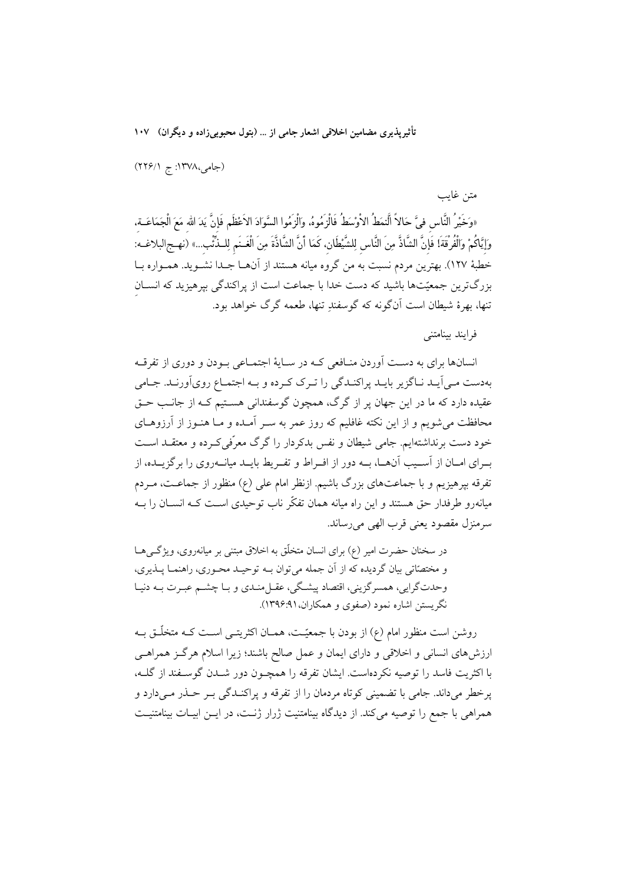(جامی،۱۳۷۸: ج ۲۲۶/۱)

متن غایب

«وَخَیْرُ النَّاسِ فِیَّ حَالاً اَلنَمَطُ الاَوْسَطُ فَالْزَمُوهُ، وَالْزَمُوا السَّوَادَ الاَعْظَمَ فَإِنَّ یَدَ اللهِ مَعَ الْجَمَاعَـةِ، وَإِیَّاکُمْ وَالْفُرْقَةَ! فَإِنَّ الشَّاذَّ مِنَ النَّاسِ لِلشَّیْطَانِ، کَمَا أَنَّ الشَّاذَّةَ مِنَ الْغَـنَمِ لِلـذِّئْبِ...» (نهـج‌البلاغـه: خطبهٔ ۱۲۷). بهترین مردم نسبت به من گروه میانه هستند از آن‌هـا جـدا نشـوید. همـواره بـا بزرگ‌ترین جمعیّت‌ها باشید که دست خدا با جماعت است از پراکندگی بپرهیزید که انسـان تنها، بهرهٔ شیطان است آن‌گونه که گوسفندِ تنها، طعمه گرگ خواهد بود.

فرایند بینامتنی

انسان‌ها برای به دسـت آوردن منـافعی کـه در سـایهٔ اجتمـاعی بـودن و دوری از تفرقـه به‌دست مـی‌آیـد نـاگزیر بایـد پراکنـدگی را تـرک کـرده و بـه اجتمـاع روی‌آورنـد. جـامی عقیده دارد که ما در این جهان پر از گرگ، همچون گوسفندانی هسـتیم کـه از جانـب حـق محافظت می‌شویم و از این نکته غافلیم که روز عمر به سـر آمـده و مـا هنـوز از آرزوهـای خود دست برنداشته‌ایم. جامی شیطان و نفس بدکردار را گرگ معرّفی‌کـرده و معتقـد اسـت بـرای امـان از آسـیب آن‌هـا، بـه دور از افـراط و تفـریط بایـد میانـه‌روی را برگزیـده، از تفرقه بپرهیزیم و با جماعت‌های بزرگ باشیم. ازنظر امام علی (ع) منظور از جماعـت، مـردم میانه‌رو طرفدار حق هستند و این راه میانه همان تفکّر ناب توحیدی اسـت کـه انسـان را بـه سرمنزل مقصود یعنی قرب الهی می‌رساند.

> در سخنان حضرت امیر (ع) برای انسان متخلّق به اخلاق مبتنی بر میانه‌روی، ویژگـی‌هـا و مختصّاتی بیان گردیده که از آن جمله می‌توان بـه توحیـد محـوری، راهنمـا پـذیری، وحدت‌گرایی، همسرگزینی، اقتصاد پیشـگی، عقـل‌منـدی و بـا چشـم عبـرت بـه دنیـا نگریستن اشاره نمود (صفوی و همکاران،۱۳۹۶:۹۱).

روشن است منظور امام (ع) از بودن با جمعیّـت، همـان اکثریتـی اسـت کـه متخلّـق بـه ارزش‌های انسانی و اخلاقی و دارای ایمان و عمل صالح باشند؛ زیرا اسلام هرگـز همراهـی با اکثریت فاسد را توصیه نکرده‌است. ایشان تفرقه را همچـون دور شـدن گوسـفند از گلـه، پرخطر می‌داند. جامی با تضمینی کوتاه مردمان را از تفرقه و پراکنـدگی بـر حـذر مـی‌دارد و همراهی با جمع را توصیه می‌کند. از دیدگاه بینامتنیت ژرار ژنـت، در ایـن ابیـات بینامتنیـت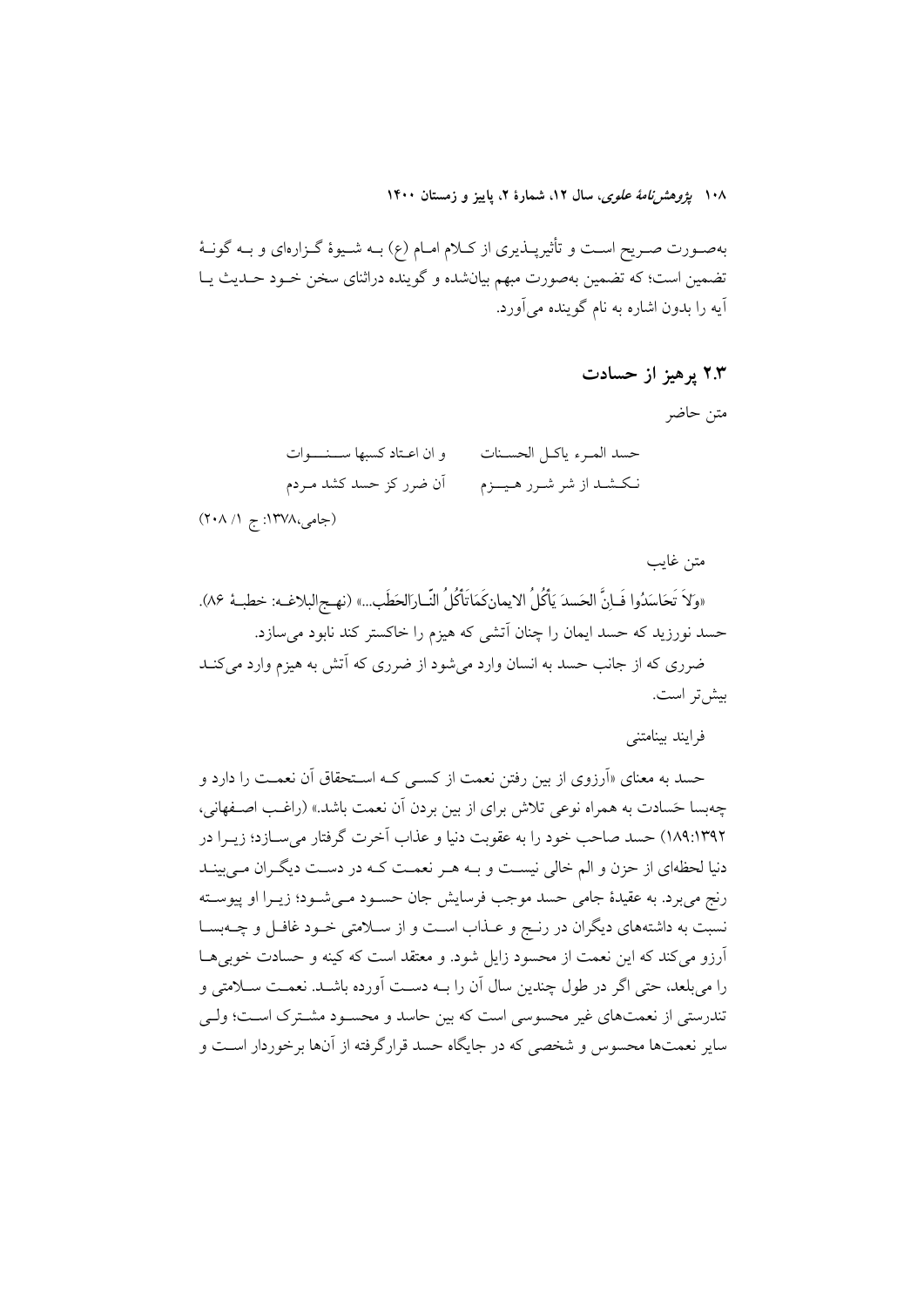به‌صورت صریح است و تأثیرپذیری از کلام امام (ع) به شیوهٔ گزاره‌ای و به گونهٔ تضمین است؛ که تضمین به‌صورت مبهم بیان‌شده و گوینده دراثنای سخن خود حدیث یا آیه را بدون اشاره به نام گوینده می‌آورد.

### ۲.۳ پرهیز از حسادت

متن حاضر

حسد المرء یاکل الحسنات　　و ان اعتاد کسبها سنوات

نکشد از شر شرر هیزم　　آن ضرر کز حسد کشد مردم

(جامی،۱۳۷۸: ج ۱/ ۲۰۸)

متن غایب

«وَلاَ تَحَاسَدُوا فَـاِنَّ الحَسدَ یَأکُلُ الایمانَ‌کَمَاتَأکُلُ النّـارَالحَطَب...» (نهج‌البلاغه: خطبهٔ ۸۶).

حسد نورزید که حسد ایمان را چنان آتشی که هیزم را خاکستر کند نابود می‌سازد.

ضرری که از جانب حسد به انسان وارد می‌شود از ضرری که آتش به هیزم وارد می‌کند بیش‌تر است.

فرایند بینامتنی

حسد به معنای «آرزوی از بین رفتن نعمت از کسی که استحقاق آن نعمت را دارد و چه‌بسا حَسادت به همراه نوعی تلاش برای از بین بردن آن نعمت باشد.» (راغب اصفهانی، ۱۸۹:۱۳۹۲) حسد صاحب خود را به عقوبت دنیا و عذاب آخرت گرفتار می‌سازد؛ زیرا در دنیا لحظه‌ای از حزن و الم خالی نیست و به هر نعمت که در دست دیگران می‌بیند رنج می‌برد. به عقیدهٔ جامی حسد موجب فرسایش جان حسود می‌شود؛ زیرا او پیوسته نسبت به داشته‌های دیگران در رنج و عذاب است و از سلامتی خود غافل و چه‌بسا آرزو می‌کند که این نعمت از محسود زایل شود. و معتقد است که کینه و حسادت خوبی‌ها را می‌بلعد، حتی اگر در طول چندین سال آن را به دست آورده باشد. نعمت سلامتی و تندرستی از نعمت‌های غیر محسوسی است که بین حاسد و محسود مشترک است؛ ولی سایر نعمت‌ها محسوس و شخصی که در جایگاه حسد قرارگرفته از آن‌ها برخوردار است و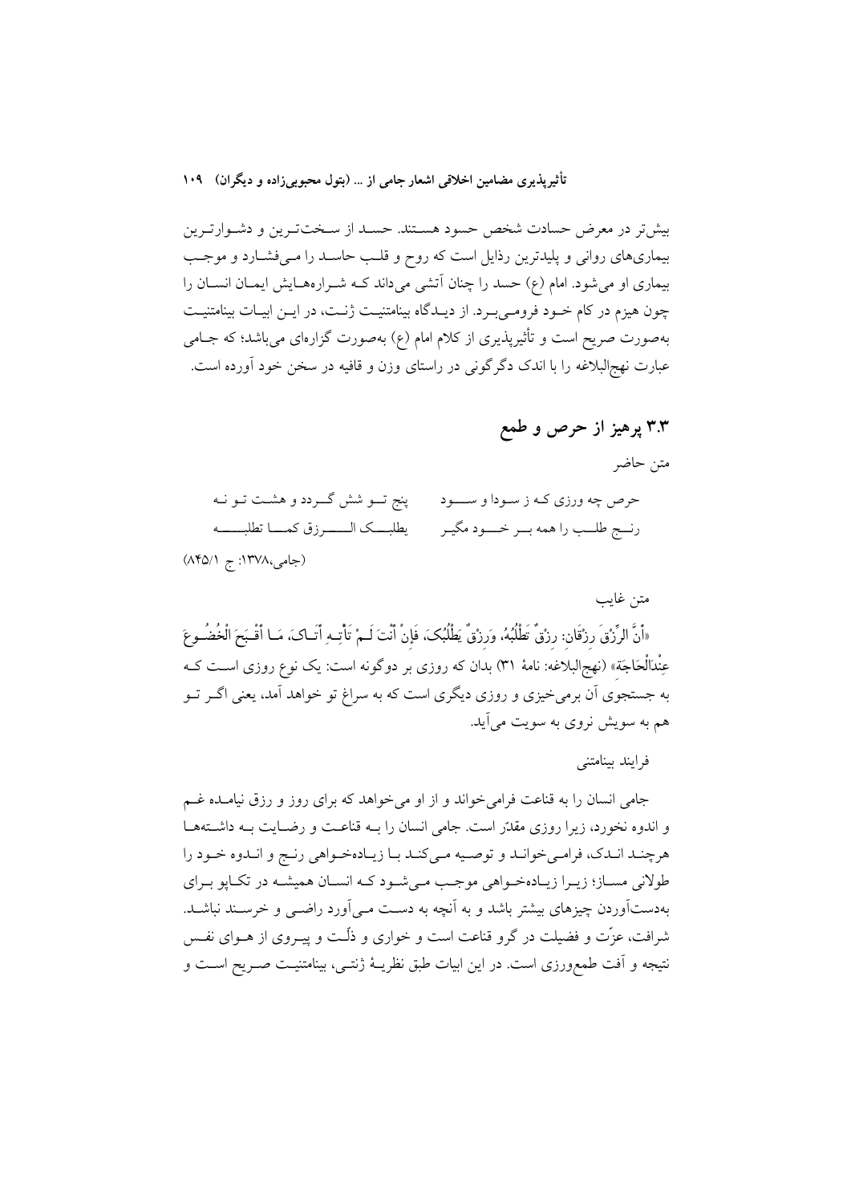بیش‌تر در معرض حسادت شخص حسود هستند. حسد از سخت‌ترین و دشوارترین بیماری‌های روانی و پلیدترین رذایل است که روح و قلب حاسد را می‌فشارد و موجب بیماری او می‌شود. امام (ع) حسد را چنان آتشی می‌داند که شراره‌هایش ایمان انسان را چون هیزم در کام خود فرومی‌برد. از دیدگاه بینامتنیت ژنت، در این ابیات بینامتنیت به‌صورت صریح است و تأثیرپذیری از کلام امام (ع) به‌صورت گزاره‌ای می‌باشد؛ که جامی عبارت نهج‌البلاغه را با اندک دگرگونی در راستای وزن و قافیه در سخن خود آورده است.

## ۳.۳ پرهیز از حرص و طمع

متن حاضر

حرص چه ورزی که ز سودا و سود پنج تو شش گردد و هشت تو نه

رنج طلب را همه بر خود مگیر یطلبک الرزق کما تطلبه

(جامی،۱۳۷۸: ج ۸۴۵/۱)

متن غایب

«أَنَّ الرِّزْقَ رِزْقَانِ: رِزْقٌ تَطْلُبُهُ، وَرِزْقٌ يَطْلُبُكَ، فَإِنْ أَنْتَ لَمْ تَأْتِهِ أَتَاكَ، مَا أَقْبَحَ الْخُضُوعَ عِنْدَالْحَاجَةِ» (نهج‌البلاغه: نامهٔ ۳۱) بدان که روزی بر دوگونه است: یک نوع روزی است که به جستجوی آن برمی‌خیزی و روزی دیگری است که به سراغ تو خواهد آمد، یعنی اگر تو هم به سویش نروی به سویت می‌آید.

فرایند بینامتنی

جامی انسان را به قناعت فرامی‌خواند و از او می‌خواهد که برای روز و رزق نیامده غم و اندوه نخورد، زیرا روزی مقدّر است. جامی انسان را به قناعت و رضایت به داشته‌ها هرچند اندک، فرامی‌خواند و توصیه می‌کند با زیاده‌خواهی رنج و اندوه خود را طولانی مساز؛ زیرا زیاده‌خواهی موجب می‌شود که انسان همیشه در تکاپو برای به‌دست‌آوردن چیزهای بیشتر باشد و به آنچه به دست می‌آورد راضی و خرسند نباشد. شرافت، عزّت و فضیلت در گرو قناعت است و خواری و ذلّت و پیروی از هوای نفس نتیجه و آفت طمع‌ورزی است. در این ابیات طبق نظریهٔ ژنتی، بینامتنیت صریح است و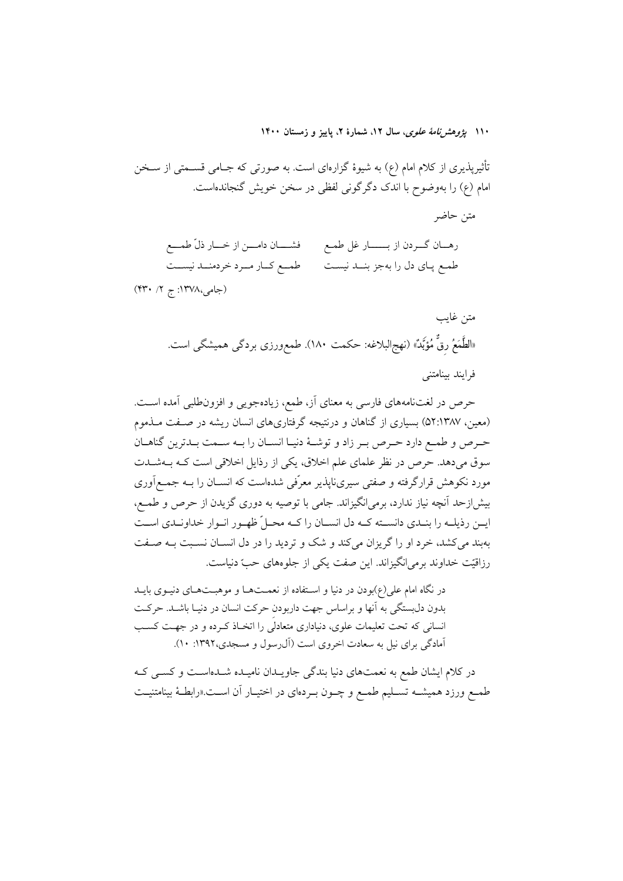تأثیرپذیری از کلام امام (ع) به شیوهٔ گزاره‌ای است. به صورتی که جامی قسمتی از سخن امام (ع) را به‌وضوح با اندک دگرگونی لفظی در سخن خویش گنجانده‌است.

متن حاضر

رهان گردن از بار غل طمع  فشان دامن از خار ذلّ طمع
طمع پای دل را به‌جز بند نیست  طمع کار مرد خردمند نیست

(جامی،۱۳۷۸: ج ۲/ ۴۳۰)

متن غایب

«الطَّمَعُ رِقٌّ مُؤَبَّدٌ» (نهج‌البلاغه: حکمت ۱۸۰). طمع‌ورزی بردگی همیشگی است.

فرایند بینامتنی

حرص در لغت‌نامه‌های فارسی به معنای آز، طمع، زیاده‌جویی و افزون‌طلبی آمده است. (معین، ۵۲:۱۳۸۷) بسیاری از گناهان و درنتیجه گرفتاری‌های انسان ریشه در صفت مذموم حرص و طمع دارد حرص بر زاد و توشهٔ دنیا انسان را به سمت بدترین گناهان سوق می‌دهد. حرص در نظر علمای علم اخلاق، یکی از رذایل اخلاقی است که به‌شدت مورد نکوهش قرارگرفته و صفتی سیری‌ناپذیر معرّفی شده‌است که انسان را به جمع‌آوری بیش‌ازحد آنچه نیاز ندارد، برمی‌انگیزاند. جامی با توصیه به دوری گزیدن از حرص و طمع، این رذیله را بندی دانسته که دل انسان را که محلّ ظهور انوار خداوندی است به‌بند می‌کشد، خرد او را گریزان می‌کند و شک و تردید را در دل انسان نسبت به صفت رزاقیّت خداوند برمی‌انگیزاند. این صفت یکی از جلوه‌های حبّ دنیاست.

> در نگاه امام علی(ع)بودن در دنیا و استفاده از نعمت‌ها و موهبت‌های دنیوی باید بدون دلبستگی به آنها و براساس جهت داربودن حرکت انسان در دنیا باشد. حرکت انسانی که تحت تعلیمات علوی، دنیاداری متعادلی را اتخاذ کرده و در جهت کسب آمادگی برای نیل به سعادت اخروی است (آل‌رسول و مسجدی،۱۳۹۲: ۱۰).

در کلام ایشان طمع به نعمت‌های دنیا بندگی جاویدان نامیده شده‌است و کسی که طمع ورزد همیشه تسلیم طمع و چون برده‌ای در اختیار آن است.«رابطهٔ بینامتنیت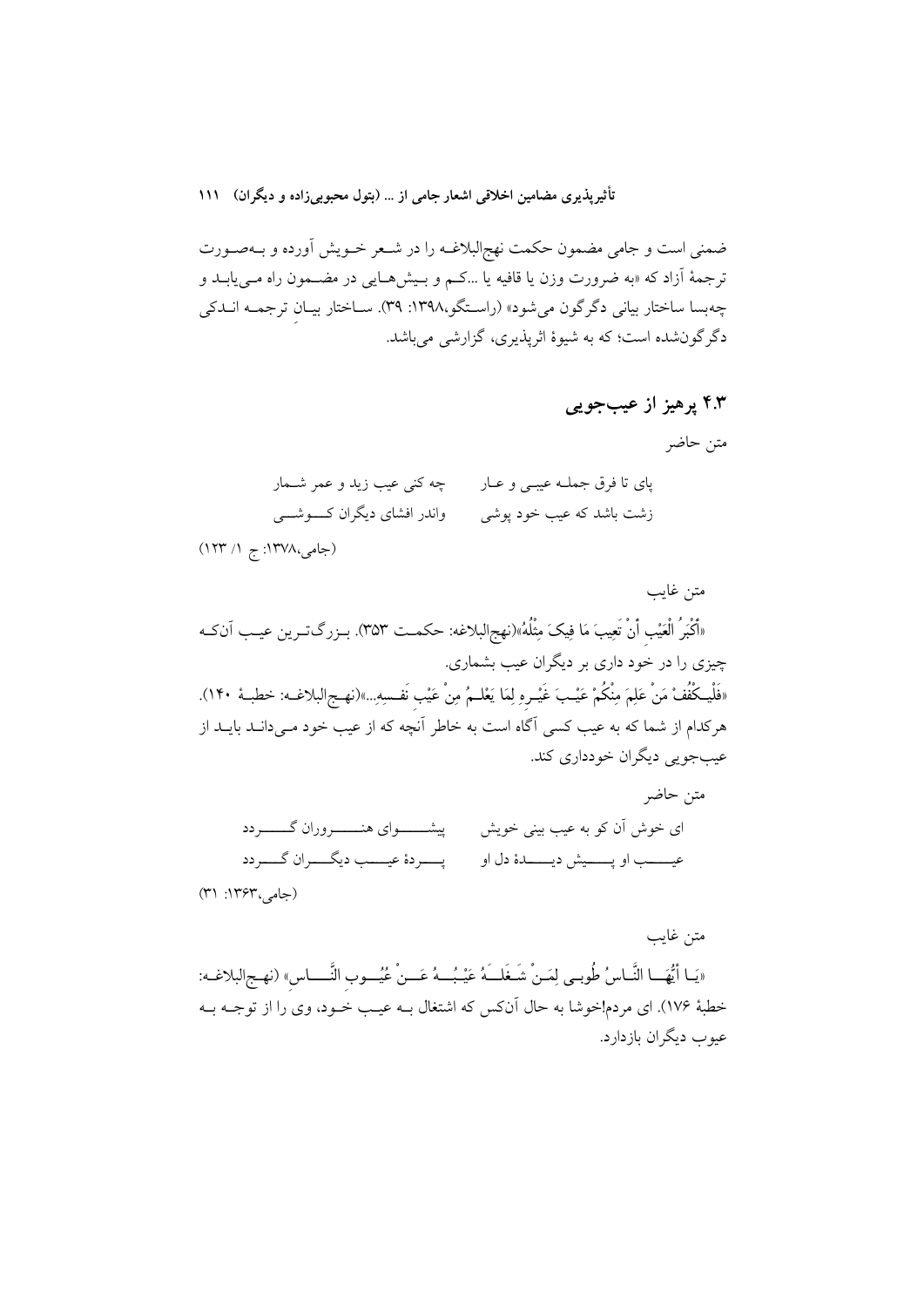ضمنی است و جامی مضمون حکمت نهج‌البلاغـه را در شـعر خـویش آورده و بـه‌صـورت ترجمهٔ آزاد که «به ضرورت وزن یا قافیه یا ...کـم و بـیش‌هـایی در مضـمون راه مـی‌یابـد و چه‌بسا ساختار بیانی دگرگون می‌شود» (راستگو،۱۳۹۸: ۳۹). سـاختار بیـانِ ترجمـه انـدکی دگرگون‌شده است؛ که به شیوهٔ اثرپذیری، گزارشی می‌باشد.

## ۴.۳ پرهیز از عیب‌جویی

متن حاضر

پای تا فرق جملـه عیبـی و عـار  چه کنی عیب زید و عمر شـمار

زشت باشد که عیب خود پوشی  واندر افشای دیگران کـوشـی

(جامی،۱۳۷۸: ج ۱/ ۱۲۳)

متن غایب

«أَکْبَرُ الْعَیْبِ أَنْ تَعِیبَ مَا فِیکَ مِثْلُهُ»(نهج‌البلاغه: حکمت ۳۵۳). بـزرگ‌تـرین عیـب آن‌کـه چیزی را در خود داری بر دیگران عیب بشماری.

«فَلْیَکْفُفْ مَنْ عَلِمَ مِنْکُمْ عَیْبَ غَیْرِهِ لِمَا یَعْلَمُ مِنْ عَیْبِ نَفْسِهِ...»(نهج‌البلاغـه: خطبـهٔ ۱۴۰). هرکدام از شما که به عیب کسی آگاه است به خاطر آنچه که از عیب خود مـی‌دانـد بایـد از عیب‌جویی دیگران خودداری کند.

متن حاضر

ای خوش آن کو به عیب بینی خویش  پیشـوای هنـروران گـردد

عیـب او پـیش دیـدهٔ دل او  پـردهٔ عیـب دیگـران گـردد

(جامی،۱۳۶۳: ۳۱)

متن غایب

«یَا أَیُّهَا النَّاسُ طُوبَی لِمَنْ شَغَلَهُ عَیْبُهُ عَنْ عُیُوبِ النَّاسِ» (نهج‌البلاغـه: خطبهٔ ۱۷۶). ای مردم!خوشا به حال آن‌کس که اشتغال بـه عیـب خـود، وی را از توجـه بـه عیوب دیگران بازدارد.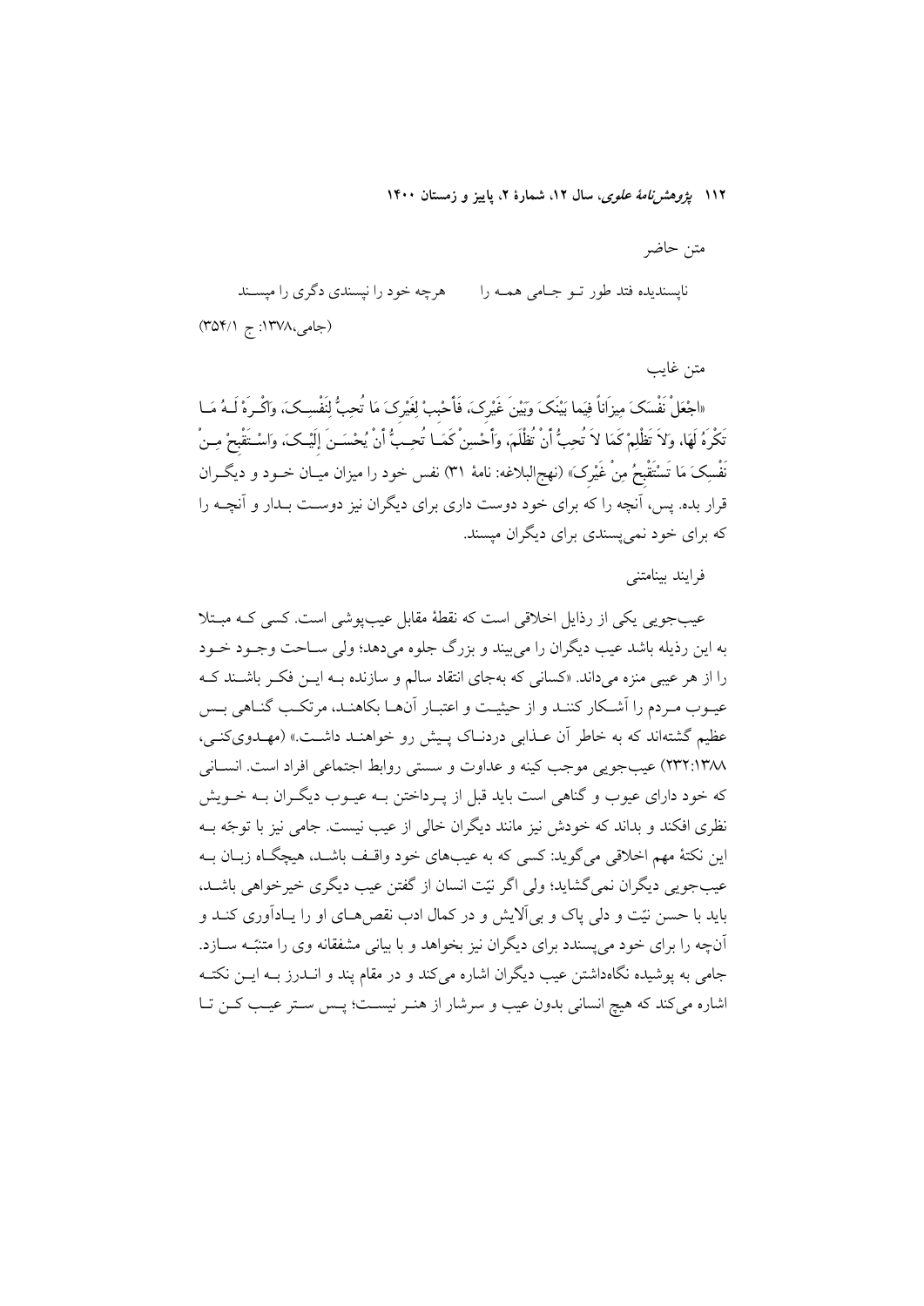متن حاضر

ناپسندیده فتد طور تـو جـامی همـه را　　　هرچه خود را نپسندی دگری را مپسـند

(جامی،۱۳۷۸: ج ۳۵۴/۱)

متن غایب

«اجْعَلْ نَفْسَکَ مِیزَاناً فِیما بَیْنَکَ وَبَیْنَ غَیْرِکَ، فَأَحْبِبْ لِغَیْرِکَ مَا تُحِبُّ لِنَفْسِـکَ، وَاکْـرَهْ لَـهُ مَـا تَکْرَهُ لَهَا، وَلاَ تَظْلِمْ کَمَا لاَ تُحِبُّ أَنْ تُظْلَمَ، وَأَحْسِنْ کَمَـا تُحِـبُّ أَنْ یُحْسَـنَ إِلَیْـکَ، وَاسْـتَقْبِحْ مِـنْ نَفْسِکَ مَا تَسْتَقْبِحُ مِنْ غَیْرِکَ» (نهج‌البلاغه: نامهٔ ۳۱) نفس خود را میزان میـان خـود و دیگـران قرار بده. پس، آنچه را که برای خود دوست داری برای دیگران نیز دوسـت بـدار و آنچـه را که برای خود نمی‌پسندی برای دیگران مپسند.

فرایند بینامتنی

عیب‌جویی یکی از رذایل اخلاقی است که نقطهٔ مقابل عیب‌پوشی است. کسی کـه مبـتلا به این رذیله باشد عیب دیگران را می‌بیند و بزرگ جلوه می‌دهد؛ ولی سـاحت وجـود خـود را از هر عیبی منزه می‌داند. «کسانی که به‌جای انتقاد سالم و سازنده بـه ایـن فکـر باشـند کـه عیـوب مـردم را آشـکار کننـد و از حیثیـت و اعتبـار آن‌هـا بکاهنـد، مرتکـب گنـاهی بـس عظیم گشته‌اند که به خاطر آن عـذابی دردنـاک پـیش رو خواهنـد داشـت.» (مهـدوی‌کنـی، ۲۳۲:۱۳۸۸) عیب‌جویی موجب کینه و عداوت و سستی روابط اجتماعی افراد است. انسـانی که خود دارای عیوب و گناهی است باید قبل از پـرداختن بـه عیـوب دیگـران بـه خـویش نظری افکند و بداند که خودش نیز مانند دیگران خالی از عیب نیست. جامی نیز با توجّه بـه این نکتهٔ مهم اخلاقی می‌گوید: کسی که به عیب‌های خود واقـف باشـد، هیچگـاه زبـان بـه عیب‌جویی دیگران نمی‌گشاید؛ ولی اگر نیّت انسان از گفتن عیب دیگری خیرخواهی باشـد، باید با حسن نیّت و دلی پاک و بی‌آلایش و در کمال ادب نقص‌هـای او را یـادآوری کنـد و آن‌چه را برای خود می‌پسندد برای دیگران نیز بخواهد و با بیانی مشفقانه وی را متنبّـه سـازد. جامی به پوشیده نگاه‌داشتن عیب دیگران اشاره می‌کند و در مقام پند و انـدرز بـه ایـن نکتـه اشاره می‌کند که هیچ انسانی بدون عیب و سرشار از هنـر نیسـت؛ پـس سـتر عیـب کـن تـا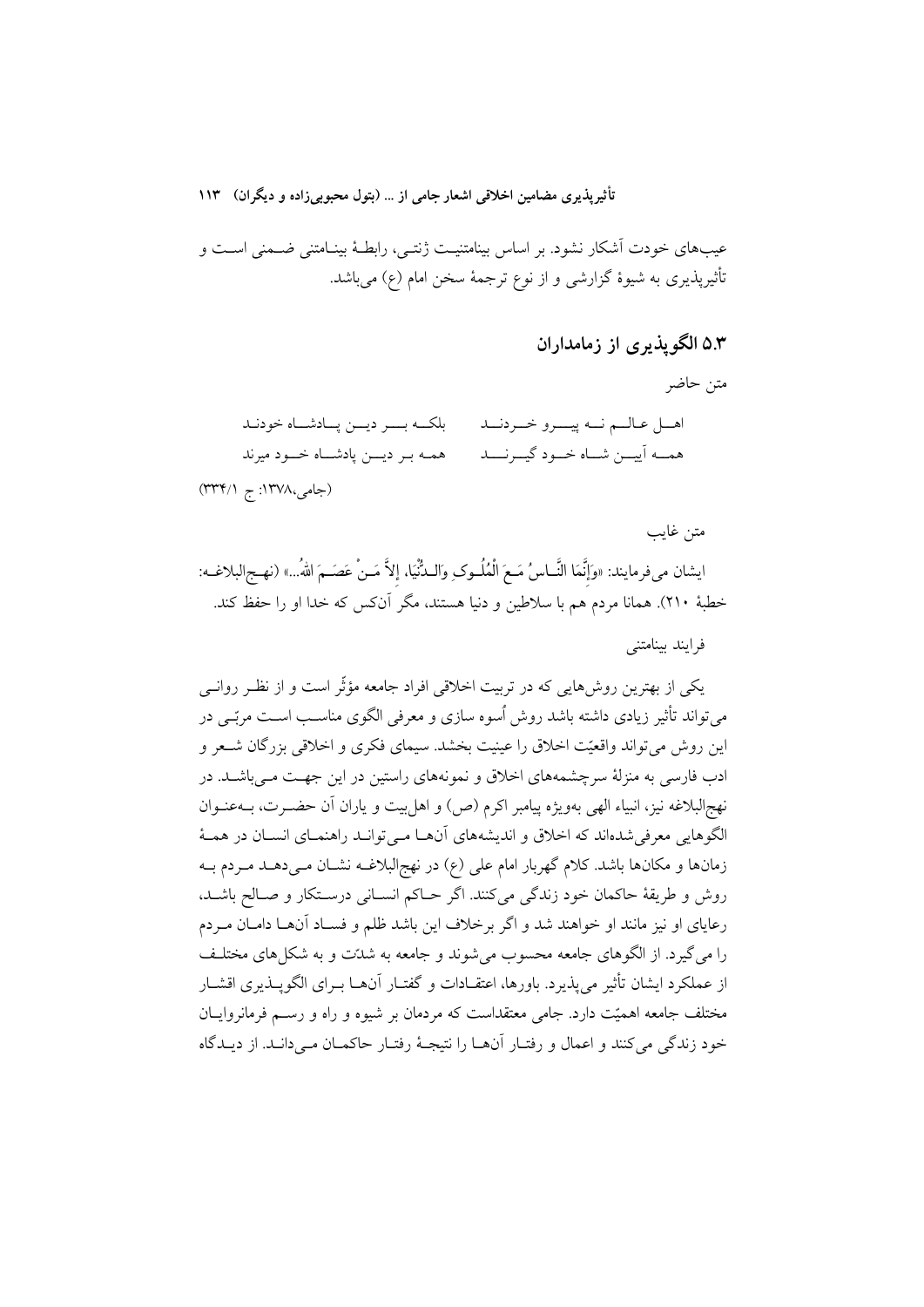عیب‌های خودت آشکار نشود. بر اساس بینامتنیت ژنتی، رابطهٔ بینامتنی ضمنی است و تأثیرپذیری به شیوهٔ گزارشی و از نوع ترجمهٔ سخن امام (ع) می‌باشد.

## ۵.۳ الگوپذیری از زمامداران

متن حاضر

اهل عالم نه پیرو خردند &emsp; بلکه بر دین پادشاه خودند

همه آیین شاه خود گیرند &emsp; همه بر دین پادشاه خود میرند

(جامی،۱۳۷۸: ج ۳۳۴/۱)

متن غایب

ایشان می‌فرمایند: «وَإِنَّمَا النَّاسُ مَعَ الْمُلُوكِ وَالدُّنْيَا، إِلاَّ مَنْ عَصَمَ اللهُ...» (نهج‌البلاغه: خطبهٔ ۲۱۰). همانا مردم هم با سلاطین و دنیا هستند، مگر آن‌کس که خدا او را حفظ کند.

فرایند بینامتنی

یکی از بهترین روش‌هایی که در تربیت اخلاقی افراد جامعه مؤثّر است و از نظر روانی می‌تواند تأثیر زیادی داشته باشد روش اُسوه سازی و معرفی الگوی مناسب است مربّی در این روش می‌تواند واقعیّت اخلاق را عینیت بخشد. سیمای فکری و اخلاقی بزرگان شعر و ادب فارسی به منزلهٔ سرچشمه‌های اخلاق و نمونه‌های راستین در این جهت می‌باشد. در نهج‌البلاغه نیز، انبیاء الهی به‌ویژه پیامبر اکرم (ص) و اهل‌بیت و یاران آن حضرت، به‌عنوان الگوهایی معرفی‌شده‌اند که اخلاق و اندیشه‌های آن‌ها می‌تواند راهنمای انسان در همهٔ زمان‌ها و مکان‌ها باشد. کلام گهربار امام علی (ع) در نهج‌البلاغه نشان می‌دهد مردم به روش و طریقهٔ حاکمان خود زندگی می‌کنند. اگر حاکم انسانی درستکار و صالح باشد، رعایای او نیز مانند او خواهند شد و اگر برخلاف این باشد ظلم و فساد آن‌ها دامان مردم را می‌گیرد. از الگوهای جامعه محسوب می‌شوند و جامعه به شدّت و به شکل‌های مختلف از عملکرد ایشان تأثیر می‌پذیرد. باورها، اعتقادات و گفتار آن‌ها برای الگوپذیری اقشار مختلف جامعه اهمیّت دارد. جامی معتقداست که مردمان بر شیوه و راه و رسم فرمانروایان خود زندگی می‌کنند و اعمال و رفتار آن‌ها را نتیجهٔ رفتار حاکمان می‌داند. از دیدگاه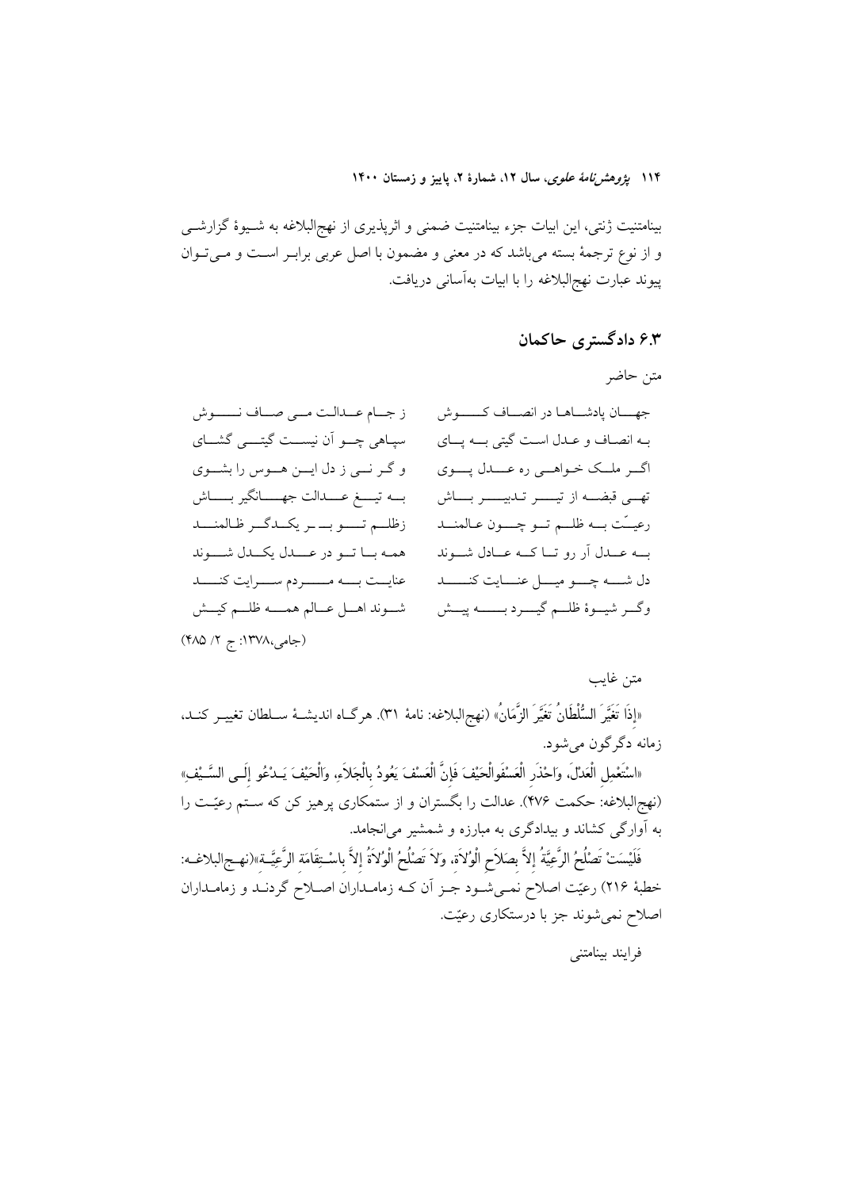بینامتنیت ژنتی، این ابیات جزء بینامتنیت ضمنی و اثرپذیری از نهج‌البلاغه به شیوهٔ گزارشی و از نوع ترجمهٔ بسته می‌باشد که در معنی و مضمون با اصل عربی برابر است و می‌توان پیوند عبارت نهج‌البلاغه را با ابیات به‌آسانی دریافت.

## ۶.۳ دادگستری حاکمان

متن حاضر

جهان پادشاها در انصاف کوش — ز جام عدالت می صاف نوش

به انصاف و عدل است گیتی به پای — سپاهی چو آن نیست گیتی گشای

اگر ملک خواهی ره عدل پوی — و گر نی ز دل این هوس را بشوی

تهی قبضه از تیر تدبیر باش — به تیغ عدالت جهانگیر باش

رعیّت به ظلم تو چون عالمند — زظلم تو بر یکدگر ظالمند

به عدل آر رو تا که عادل شوند — همه با تو در عدل یکدل شوند

دل شه چو میل عنایت کند — عنایت به مردم سرایت کند

وگر شیوهٔ ظلم گیرد به پیش — شوند اهل عالم همه ظلم کیش

(جامی،۱۳۷۸: ج ۲/ ۴۸۵)

متن غایب

«إِذَا تَغَيَّرَ السُّلْطَانُ تَغَيَّرَ الزَّمَانُ» (نهج‌البلاغه: نامهٔ ۳۱). هرگاه اندیشهٔ سلطان تغییر کند، زمانه دگرگون می‌شود.

«اسْتَعْمِلِ الْعَدْلَ، وَاحْذَرِ الْعَسْفَوَالْحَيْفَ فَإِنَّ الْعَسْفَ يَعُودُ بِالْجَلاَءِ، وَالْحَيْفَ يَدْعُو إِلَى السَّيْفِ» (نهج‌البلاغه: حکمت ۴۷۶). عدالت را بگستران و از ستمکاری پرهیز کن که ستم رعیّت را به آوارگی کشاند و بیدادگری به مبارزه و شمشیر می‌انجامد.

فَلَيْسَتْ تَصْلُحُ الرَّعِيَّةُ إِلاَّ بِصَلاَحِ الْوُلاَةِ، وَلاَ تَصْلُحُ الْوُلاَةُ إِلاَّ بِاسْتِقَامَةِ الرَّعِيَّةِ»(نهج‌البلاغه: خطبهٔ ۲۱۶) رعیّت اصلاح نمی‌شود جز آن که زمامداران اصلاح گردند و زمامداران اصلاح نمی‌شوند جز با درستکاری رعیّت.

فرایند بینامتنی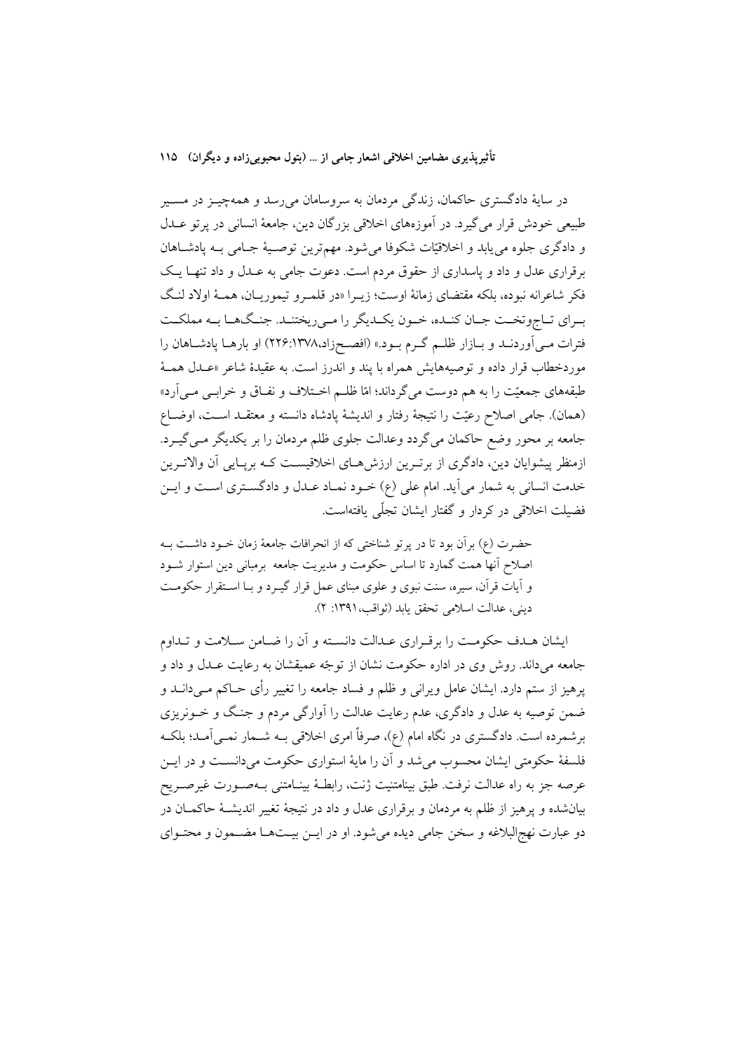در سایهٔ دادگستری حاکمان، زندگی مردمان به سروسامان می‌رسد و همه‌چیز در مسیر طبیعی خودش قرار می‌گیرد. در آموزه‌های اخلاقی بزرگان دین، جامعهٔ انسانی در پرتو عدل و دادگری جلوه می‌یابد و اخلاقیّات شکوفا می‌شود. مهم‌ترین توصیهٔ جامی به پادشاهان برقراری عدل و داد و پاسداری از حقوق مردم است. دعوت جامی به عدل و داد تنها یک فکر شاعرانه نبوده، بلکه مقتضای زمانهٔ اوست؛ زیرا «در قلمرو تیموریان، همهٔ اولاد لنگ برای تاج‌وتخت جان کنده، خون یکدیگر را می‌ریختند. جنگ‌ها به مملکت فترات می‌آوردند و بازار ظلم گرم بود.» (افصح‌زاد،۱۳۷۸:۲۲۶) او بارها پادشاهان را موردخطاب قرار داده و توصیه‌هایش همراه با پند و اندرز است. به عقیدهٔ شاعر «عدل همهٔ طبقه‌های جمعیّت را به هم دوست می‌گرداند؛ امّا ظلم اختلاف و نفاق و خرابی می‌آرد» (همان). جامی اصلاح رعیّت را نتیجهٔ رفتار و اندیشهٔ پادشاه دانسته و معتقد است، اوضاع جامعه بر محور وضع حاکمان می‌گردد وعدالت جلوی ظلم مردمان را بر یکدیگر می‌گیرد. ازمنظر پیشوایان دین، دادگری از برترین ارزش‌های اخلاقیست که برپایی آن والاترین خدمت انسانی به شمار می‌آید. امام علی (ع) خود نماد عدل و دادگستری است و این فضیلت اخلاقی در کردار و گفتار ایشان تجلّی یافته‌است.

> حضرت (ع) برآن بود تا در پرتو شناختی که از انحرافات جامعهٔ زمان خود داشت به اصلاح آنها همت گمارد تا اساس حکومت و مدیریت جامعه برمبانی دین استوار شود و آیات قرآن، سیره، سنت نبوی و علوی مبنای عمل قرار گیرد و با استقرار حکومت دینی، عدالت اسلامی تحقق یابد (ثواقب،۱۳۹۱: ۲).

ایشان هدف حکومت را برقراری عدالت دانسته و آن را ضامن سلامت و تداوم جامعه می‌داند. روش وی در اداره حکومت نشان از توجّه عمیقشان به رعایت عدل و داد و پرهیز از ستم دارد. ایشان عامل ویرانی و ظلم و فساد جامعه را تغییر رأی حاکم می‌داند و ضمن توصیه به عدل و دادگری، عدم رعایت عدالت را آوارگی مردم و جنگ و خونریزی برشمرده است. دادگستری در نگاه امام (ع)، صرفاً امری اخلاقی به شمار نمی‌آمد؛ بلکه فلسفهٔ حکومتی ایشان محسوب می‌شد و آن را مایهٔ استواری حکومت می‌دانست و در این عرصه جز به راه عدالت نرفت. طبق بینامتنیت ژنت، رابطهٔ بینامتنی به‌صورت غیرصریح بیان‌شده و پرهیز از ظلم به مردمان و برقراری عدل و داد در نتیجهٔ تغییر اندیشهٔ حاکمان در دو عبارت نهج‌البلاغه و سخن جامی دیده می‌شود. او در این بیت‌ها مضمون و محتوای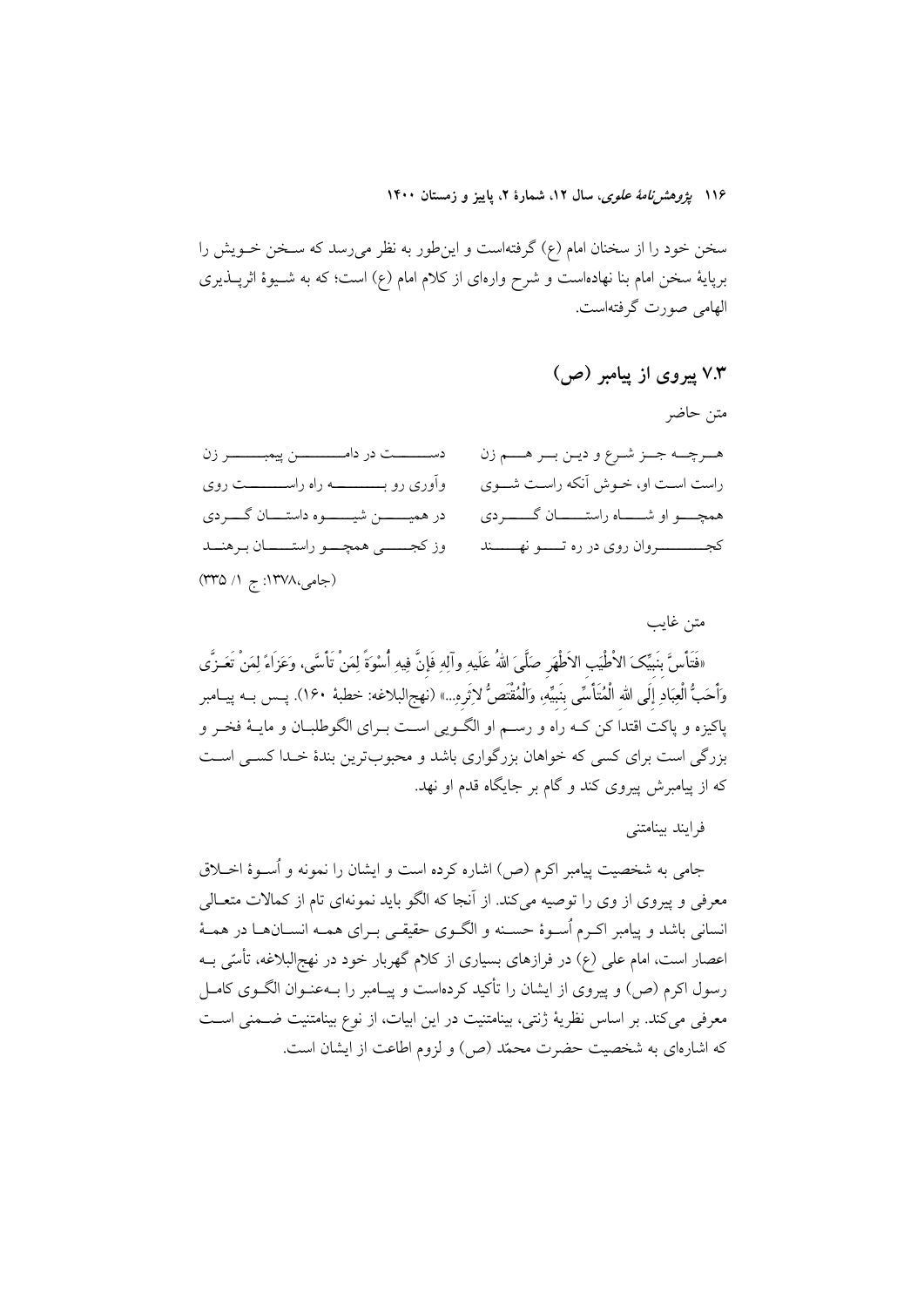سخن خود را از سخنان امام (ع) گرفته‌است و این‌طور به نظر می‌رسد که سخن خویش را برپایهٔ سخن امام بنا نهاده‌است و شرح واره‌ای از کلام امام (ع) است؛ که به شیوهٔ اثرپذیری الهامی صورت گرفته‌است.

### ۷.۳ پیروی از پیامبر (ص)

متن حاضر

| | |
|---|---|
| هرچه جز شرع و دین بر هم زن | دست در دامن پیمبر زن |
| راست است او، خوش آنکه راست شوی | وآوری رو به راه راست روی |
| همچو او شاه راستان گردی | در همین شیوه داستان گردی |
| کجروان روی در ره تو نهند | وز کجی همچو راستان برهند |

(جامی،۱۳۷۸: ج ۱/ ۳۳۵)

متن غایب

«فَتَأَسَّ بِنَبِیِّکَ الاَطْیَبِ الاَطْهَرِ صَلَّیَ اللهُ عَلَیهِ وآلِهِ فَإِنَّ فِیهِ أُسْوَةً لِمَنْ تَأَسَّی، وَعَزَاءً لِمَنْ تَعَزَّی وَأَحَبُّ الْعِبَادِ إِلَی اللهِ الْمُتَأَسِّی بِنَبِیِّهِ، وَالْمُقْتَصُّ لاِثَرِهِ...» (نهج‌البلاغه: خطبهٔ ۱۶۰). پس به پیامبر پاکیزه و پاکت اقتدا کن که راه و رسم او الگویی است برای الگوطلبان و مایهٔ فخر و بزرگی است برای کسی که خواهان بزرگواری باشد و محبوب‌ترین بندهٔ خدا کسی است که از پیامبرش پیروی کند و گام بر جایگاه قدم او نهد.

فرایند بینامتنی

جامی به شخصیت پیامبر اکرم (ص) اشاره کرده است و ایشان را نمونه و اُسوهٔ اخلاق معرفی و پیروی از وی را توصیه می‌کند. از آنجا که الگو باید نمونه‌ای تام از کمالات متعالی انسانی باشد و پیامبر اکرم اُسوهٔ حسنه و الگوی حقیقی برای همه انسان‌ها در همهٔ اعصار است، امام علی (ع) در فرازهای بسیاری از کلام گهربار خود در نهج‌البلاغه، تأسّی به رسول اکرم (ص) و پیروی از ایشان را تأکید کرده‌است و پیامبر را به‌عنوان الگوی کامل معرفی می‌کند. بر اساس نظریهٔ ژنتی، بینامتنیت در این ابیات، از نوع بینامتنیت ضمنی است که اشاره‌ای به شخصیت حضرت محمّد (ص) و لزوم اطاعت از ایشان است.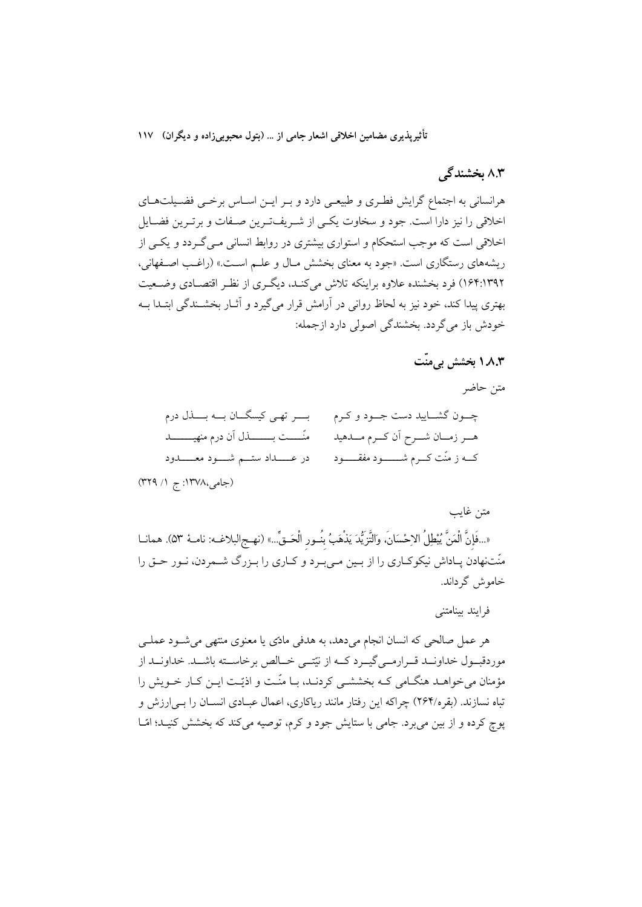## ۸.۳ بخشندگی

هرانسانی به اجتماع گرایش فطری و طبیعی دارد و بر این اساس برخی فضیلت‌های اخلاقی را نیز دارا است. جود و سخاوت یکی از شریف‌ترین صفات و برترین فضایل اخلاقی است که موجب استحکام و استواری بیشتری در روابط انسانی می‌گردد و یکی از ریشه‌های رستگاری است. «جود به معنای بخشش مال و علم است.» (راغب اصفهانی، ۱۶۴:۱۳۹۲) فرد بخشنده علاوه براینکه تلاش می‌کند، دیگری از نظر اقتصادی وضعیت بهتری پیدا کند، خود نیز به لحاظ روانی در آرامش قرار می‌گیرد و آثار بخشندگی ابتدا به خودش باز می‌گردد. بخشندگی اصولی دارد ازجمله:

### ۱.۸.۳ بخشش بی‌منّت

متن حاضر

| | |
|---|---|
| چون گشایید دست جود و کرم | بر تهی کیسگان به بذل درم |
| هر زمان شرح آن کرم مدهید | منّت بذل آن درم منهید |
| که ز منّت کرم شود مفقود | در عداد ستم شود معدود |

(جامی،۱۳۷۸: ج ۱/ ۳۲۹)

متن غایب

«...فَإِنَّ الْمَنَّ يُبْطِلُ الاحْسَانَ، وَالتَّزَيُّدَ يَذْهَبُ بِنُورِ الْحَقِّ...» (نهج‌البلاغه: نامهٔ ۵۳). همانا منّت‌نهادن پاداش نیکوکاری را از بین می‌برد و کاری را بزرگ شمردن، نور حق را خاموش گرداند.

فرایند بینامتنی

هر عمل صالحی که انسان انجام می‌دهد، به هدفی مادّی یا معنوی منتهی می‌شود عملی موردقبول خداوند قرارمی‌گیرد که از نیّتی خالص برخاسته باشد. خداوند از مؤمنان می‌خواهد هنگامی که بخششی کردند، با منّت و اذیّت این کار خویش را تباه نسازند. (بقره/۲۶۴) چراکه این رفتار مانند ریاکاری، اعمال عبادی انسان را بی‌ارزش و پوچ کرده و از بین می‌برد. جامی با ستایش جود و کرم، توصیه می‌کند که بخشش کنید؛ امّا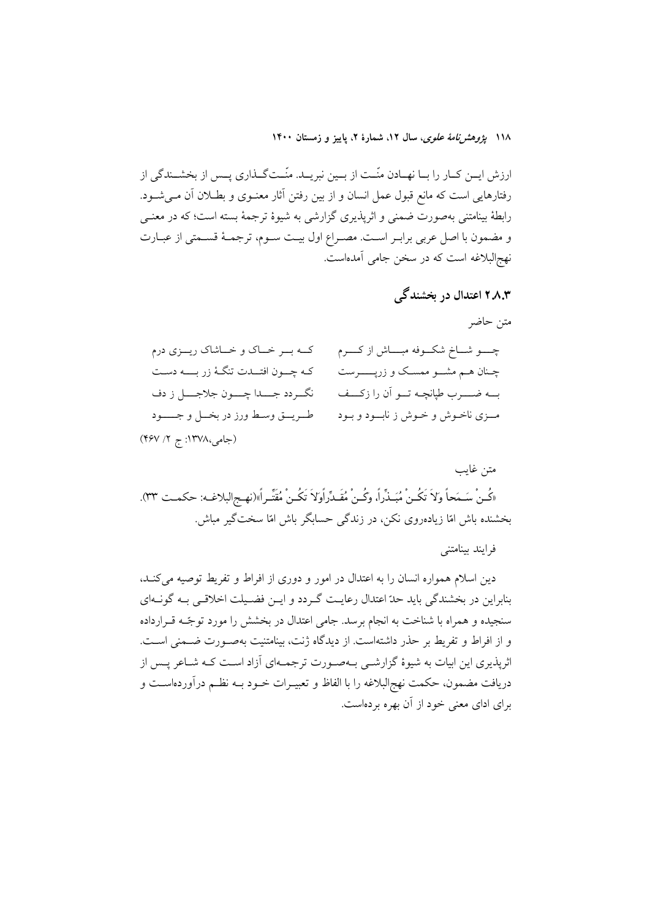ارزش ایـن کـار را بـا نهـادن منّـت از بـین نبریـد. منّـت‌گـذاری پـس از بخشـندگی از رفتارهایی است که مانع قبول عمل انسان و از بین رفتن آثار معنـوی و بطـلان آن مـی‌شـود. رابطهٔ بینامتنی به‌صورت ضمنی و اثرپذیری گزارشی به شیوهٔ ترجمهٔ بسته است؛ که در معنـی و مضمون با اصل عربی برابـر اسـت. مصـراع اول بیـت سـوم، ترجمـهٔ قسـمتی از عبـارت نهج‌البلاغه است که در سخن جامی آمده‌است.

### ۲.۸.۳ اعتدال در بخشندگی

متن حاضر

چـو شـاخ شکـوفه مبـاش از کـرم — کـه بـر خـاک و خـاشاک ریـزی درم

چنان هـم مشـو ممسـک و زرپـرست — کـه چـون افتـدت تنگهٔ زر بـه دسـت

بـه ضـرب طپانچـه تـو آن را زکـف — نگـردد جـدا چـون جلاجـل ز دف

مـزی ناخـوش و خـوش ز نابـود و بـود — طـریـق وسـط ورز در بخـل و جـود

(جامی،۱۳۷۸: ج ۲/ ۴۶۷)

متن غایب

«کُـنْ سَـمَحاً وَلاَ تَکُـنْ مُبَـذِّراً، وکُـنْ مُقَـدِّراًوَلاَ تَکُـنْ مُقَتِّـراً»(نهـج‌البلاغـه: حکمـت ۳۳). بخشنده باش امّا زیاده‌روی نکن، در زندگی حسابگر باش امّا سخت‌گیر مباش.

فرایند بینامتنی

دین اسلام همواره انسان را به اعتدال در امور و دوری از افراط و تفریط توصیه می‌کنـد، بنابراین در بخشندگی باید حدّ اعتدال رعایـت گـردد و ایـن فضـیلت اخلاقـی بـه گونـه‌ای سنجیده و همراه با شناخت به انجام برسد. جامی اعتدال در بخشش را مورد توجّـه قـرارداده و از افراط و تفریط بر حذر داشته‌است. از دیدگاه ژنت، بینامتنیت به‌صـورت ضـمنی اسـت. اثرپذیری این ابیات به شیوهٔ گزارشـی بـه‌صـورت ترجمـه‌ای آزاد اسـت کـه شـاعر پـس از دریافت مضمون، حکمت نهج‌البلاغه را با الفاظ و تعبیـرات خـود بـه نظـم درآورده‌اسـت و برای ادای معنی خود از آن بهره برده‌است.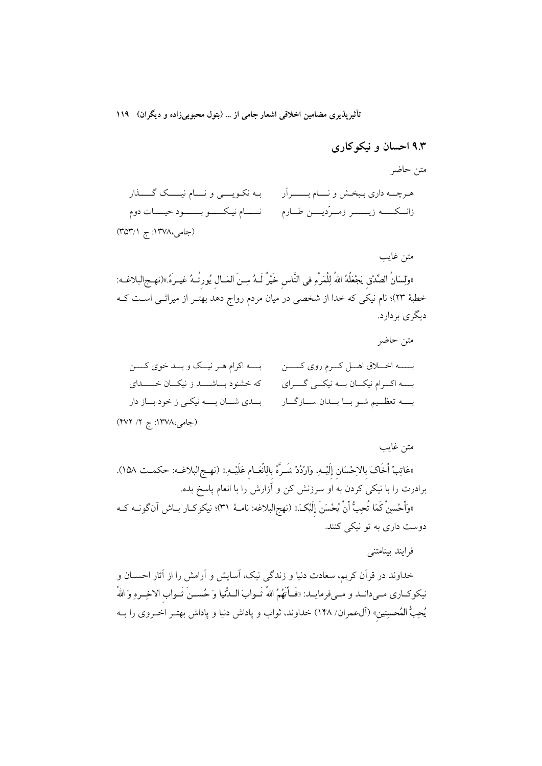## ۹.۳ احسان و نیکوکاری

متن حاضر

هرچه داری ببخش و نام برآر &nbsp;&nbsp;&nbsp;&nbsp; به نکویی و نام نیک گذار

زانکه زیر زمردین طارم &nbsp;&nbsp;&nbsp;&nbsp; نام نیکو بود حیات دوم

(جامی،۱۳۷۸: ج ۳۵۳/۱)

متن غایب

«وَلِسَانُ الصِّدْقِ یَجْعَلُهُ اللهُ لِلْمَرْءِ فی النَّاسِ خَیْرٌ لَهُ مِنَ المَالِ یُورِثُهُ غیرَهُ.»(نهج‌البلاغه: خطبهٔ ۲۳)؛ نام نیکی که خدا از شخصی در میان مردم رواج دهد بهتر از میراثی است که دیگری بردارد.

متن حاضر

به اخلاق اهل کرم روی کن &nbsp;&nbsp;&nbsp;&nbsp; به اکرام هر نیک و بد خوی کن

به اکرام نیکان به نیکی گرای &nbsp;&nbsp;&nbsp;&nbsp; که خشنود باشد ز نیکان خدای

به تعظیم شو با بدان سازگار &nbsp;&nbsp;&nbsp;&nbsp; بدی شان به نیکی ز خود باز دار

(جامی،۱۳۷۸: ج ۲/ ۴۷۲)

متن غایب

«عَاتِبْ أَخَاکَ بالاِحْسَانِ إِلَیْهِ، وَارْدُدْ شَرَّهُ بِالْاِنْعَامِ عَلَیْهِ.» (نهج‌البلاغه: حکمت ۱۵۸). برادرت را با نیکی کردن به او سرزنش کن و آزارش را با انعام پاسخ بده.

«وَأَحْسِنْ کَمَا تُحِبُّ أَنْ یُحْسَنَ إِلَیْکَ.» (نهج‌البلاغه: نامهٔ ۳۱)؛ نیکوکار باش آن‌گونه که دوست داری به تو نیکی کنند.

فرایند بینامتنی

خداوند در قرآن کریم، سعادت دنیا و زندگی نیک، آسایش و آرامش را از آثار احسان و نیکوکاری می‌داند و می‌فرماید: «فَآتَهُمُ اللهُ ثَوابَ الدُّنیا وَ حُسنَ ثَوابِ الاخِرهِ وَ اللهُ یُحِبُّ المُحسِنین» (آل‌عمران/ ۱۴۸) خداوند، ثواب و پاداش دنیا و پاداش بهتر اخروی را به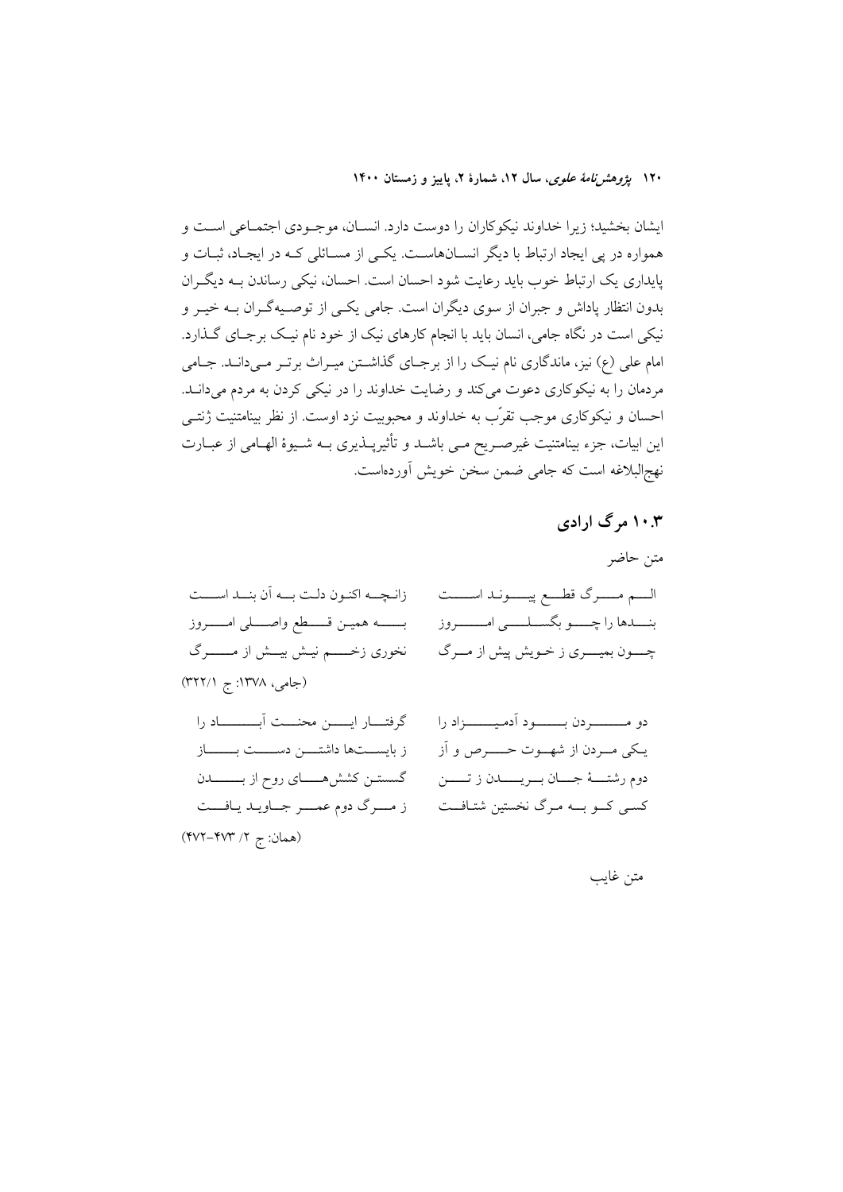ایشان بخشید؛ زیرا خداوند نیکوکاران را دوست دارد. انسان، موجودی اجتماعی است و همواره در پی ایجاد ارتباط با دیگر انسان‌هاست. یکی از مسائلی که در ایجاد، ثبات و پایداری یک ارتباط خوب باید رعایت شود احسان است. احسان، نیکی رساندن به دیگران بدون انتظار پاداش و جبران از سوی دیگران است. جامی یکی از توصیه‌گران به خیر و نیکی است در نگاه جامی، انسان باید با انجام کارهای نیک از خود نام نیک برجای گذارد. امام علی (ع) نیز، ماندگاری نام نیک را از برجای گذاشتن میراث برتر می‌داند. جامی مردمان را به نیکوکاری دعوت می‌کند و رضایت خداوند را در نیکی کردن به مردم می‌داند. احسان و نیکوکاری موجب تقرّب به خداوند و محبوبیت نزد اوست. از نظر بینامتنیت ژنتی این ابیات، جزء بینامتنیت غیرصریح می باشد و تأثیرپذیری به شیوهٔ الهامی از عبارت نهج‌البلاغه است که جامی ضمن سخن خویش آورده‌است.

## ۱۰.۳ مرگ ارادی

متن حاضر

الـم مـرگ قطـع پیـونـد اسـت — زانـچـه اکنـون دلـت بـه آن بنـد اسـت

بنـدها را چـو بگسـلـی امـروز — بـه همیـن قـطـع واصـلـی امـروز

چـون بمیـری ز خـویش پیش از مـرگ — نخوری زخـم نیـش بیـش از مـرگ

(جامی، ۱۳۷۸: ج ۳۲۲/۱)

دو مـردن بـود آدمیـزاد را — گرفتـار ایـن محنـت آبـاد را

یـکی مـردن از شهـوت حـرص و آز — ز بایستـها داشتـن دسـت بـاز

دوم رشتـهٔ جـان بـریـدن ز تـن — گسستـن کشش‌هـای روح از بـدن

کسـی کـو بـه مـرگ نخستین شتـافـت — ز مـرگ دوم عمـر جـاوید یـافـت

(همان: ج ۲/ ۴۷۳-۴۷۲)

متن غایب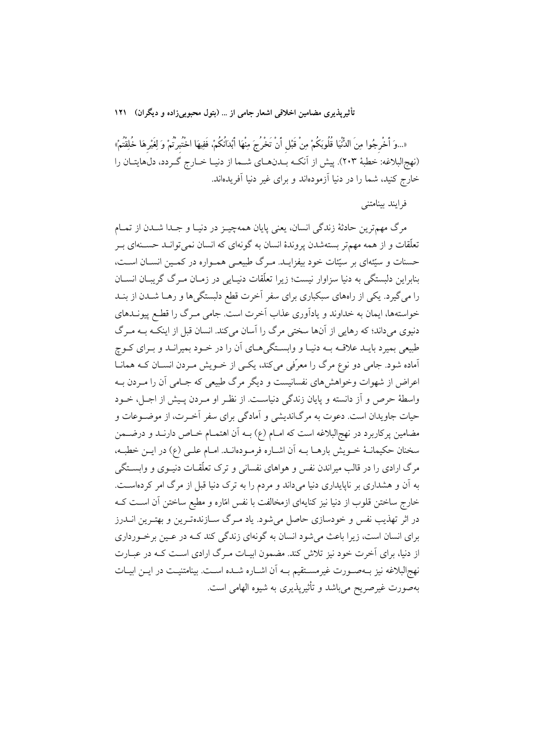«...وَ أَخْرِجُوا مِنَ الدُّنْيَا قُلُوبَكُمْ مِنْ قَبْلِ أَنْ تَخْرُجَ مِنْهَا أَبْدَانُكُمْ، فَفِيهَا اخْتُبِرْتُمْ وَ لِغَيْرِهَا خُلِقْتُمْ» (نهج‌البلاغه: خطبهٔ ۲۰۳). پیش از آنکه بدن‌های شما از دنیا خارج گردد، دل‌هایتان را خارج کنید، شما را در دنیا آزموده‌اند و برای غیر دنیا آفریده‌اند.

فرایند بینامتنی

مرگ مهم‌ترین حادثهٔ زندگی انسان، یعنی پایان همه‌چیز در دنیا و جدا شدن از تمام تعلّقات و از همه مهم‌تر بسته‌شدن پروندهٔ انسان به گونه‌ای که انسان نمی‌تواند حسنه‌ای بر حسنات و سیّئه‌ای بر سیّئات خود بیفزاید. مرگ طبیعی همواره در کمین انسان است، بنابراین دلبستگی به دنیا سزاوار نیست؛ زیرا تعلّقات دنیایی در زمان مرگ گریبان انسان را می‌گیرد. یکی از راه‌های سبکباری برای سفر آخرت قطع دلبستگی‌ها و رها شدن از بند خواسته‌ها، ایمان به خداوند و یادآوری عذاب آخرت است. جامی مرگ را قطع پیوندهای دنیوی می‌داند؛ که رهایی از آن‌ها سختی مرگ را آسان می‌کند. انسان قبل از اینکه به مرگ طبیعی بمیرد باید علاقه به دنیا و وابستگی‌های آن را در خود بمیراند و برای کوچ آماده شود. جامی دو نوع مرگ را معرّفی می‌کند، یکی از خویش مردن انسان که همانا اعراض از شهوات وخواهش‌های نفسانیست و دیگر مرگ طبیعی که جامی آن را مردن به واسطهٔ حرص و آز دانسته و پایان زندگی دنیاست. از نظر او مردن پیش از اجل، خود حیات جاویدان است. دعوت به مرگ‌اندیشی و آمادگی برای سفر آخرت، از موضوعات و مضامین پرکاربرد در نهج‌البلاغه است که امام (ع) به آن اهتمام خاص دارند و درضمن سخنان حکیمانهٔ خویش بارها به آن اشاره فرموده‌اند. امام علی (ع) در این خطبه، مرگ ارادی را در قالب میراندن نفس و هواهای نفسانی و ترک تعلّقات دنیوی و وابستگی به آن و هشداری بر ناپایداری دنیا می‌داند و مردم را به ترک دنیا قبل از مرگ امر کرده‌است. خارج ساختن قلوب از دنیا نیز کنایه‌ای ازمخالفت با نفس امّاره و مطیع ساختن آن است که در اثر تهذیب نفس و خودسازی حاصل می‌شود. یاد مرگ سازنده‌ترین و بهترین اندرز برای انسان است، زیرا باعث می‌شود انسان به گونه‌ای زندگی کند که در عین برخورداری از دنیا، برای آخرت خود نیز تلاش کند. مضمون ابیات مرگ ارادی است که در عبارت نهج‌البلاغه نیز به‌صورت غیرمستقیم به آن اشاره شده است. بینامتنیت در این ابیات به‌صورت غیرصریح می‌باشد و تأثیرپذیری به شیوه الهامی است.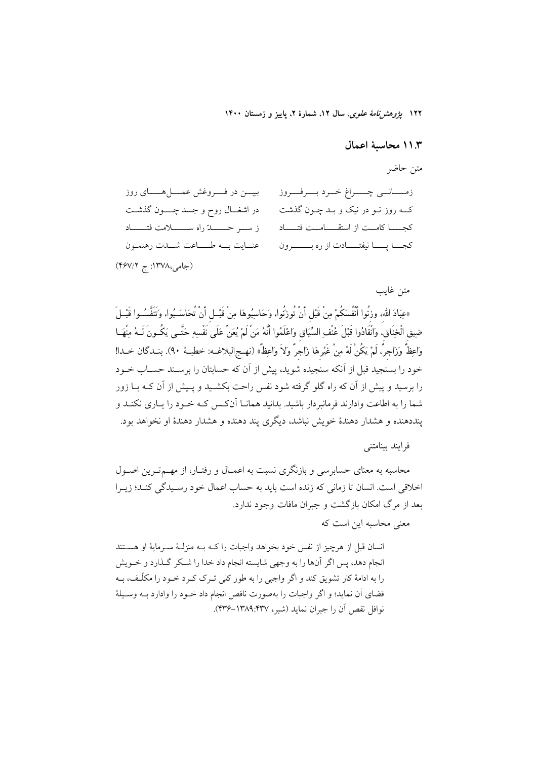### ۱۱.۳ محاسبهٔ اعمال

متن حاضر

زمانی چـراغ خـرد بـرفـروز ببین در فـروغش عمـل‌هـای روز
کـه روز تـو در نیک و بـد چـون گذشت در اشغـال روح و جسد چـون گذشت
کجـا کامـت از استقـامـت فتـاد ز سـر حـدّ راه سـلامت فتـاد
کجـا پـا نیفتـادت از ره بـرون عنـایت بـه طـاعت شـدت رهنمـون

(جامی،۱۳۷۸: ج ۴۶۷/۲)

متن غایب

«عِبَادَ اللهِ، وزِنُوا أَنْفُسَكُمْ مِنْ قَبْلِ أَنْ تُوزَنُوا، وَحَاسِبُوهَا مِنْ قَبْلِ أَنْ تُحَاسَبُوا، وَتَنَفَّسُوا قَبْلَ ضِيقِ الْخِنَاقِ، وَانْقَادُوا قَبْلَ عُنْفِ السِّيَاقِ وَاعْلَمُوا أَنَّهُ مَنْ لَمْ يُعَنْ عَلَى نَفْسِهِ حَتَّى يَكُونَ لَهُ مِنْهَا وَاعِظٌ وَزَاجِرٌ، لَمْ يَكُنْ لَهُ مِنْ غَيْرِهَا زَاجِرٌ وَلاَ وَاعِظٌ» (نهج‌البلاغه: خطبهٔ ۹۰). بندگان خدا! خود را بسنجید قبل از آنکه سنجیده شوید، پیش از آن که حسابتان را برسند حساب خود را برسید و پیش از آن که راه گلو گرفته شود نفس راحت بکشید و پیش از آن که با زور شما را به اطاعت وادارند فرمانبردار باشید. بدانید همانا آن‌کس که خود را یاری نکند و پنددهنده و هشدار دهندهٔ خویش نباشد، دیگری پند دهنده و هشدار دهندهٔ او نخواهد بود.

فرایند بینامتنی

محاسبه به معنای حسابرسی و بازنگری نسبت به اعمال و رفتار، از مهم‌ترین اصول اخلاقی است. انسان تا زمانی که زنده است باید به حساب اعمال خود رسیدگی کند؛ زیرا بعد از مرگ امکان بازگشت و جبران مافات وجود ندارد.

معنی محاسبه این است که

> انسان قبل از هرچیز از نفس خود بخواهد واجبات را که به منزلهٔ سرمایهٔ او هستند انجام دهد، پس اگر آن‌ها را به وجهی شایسته انجام داد خدا را شکر گذارد و خویش را به ادامهٔ کار تشویق کند و اگر واجبی را به طور کلی ترک کرد خود را مکلّف، به قضای آن نماید؛ و اگر واجبات را به‌صورت ناقص انجام داد خود را وادارد به وسیلهٔ نوافل نقص آن را جبران نماید (شبر، ۱۳۸۹:۴۳۷-۴۳۶).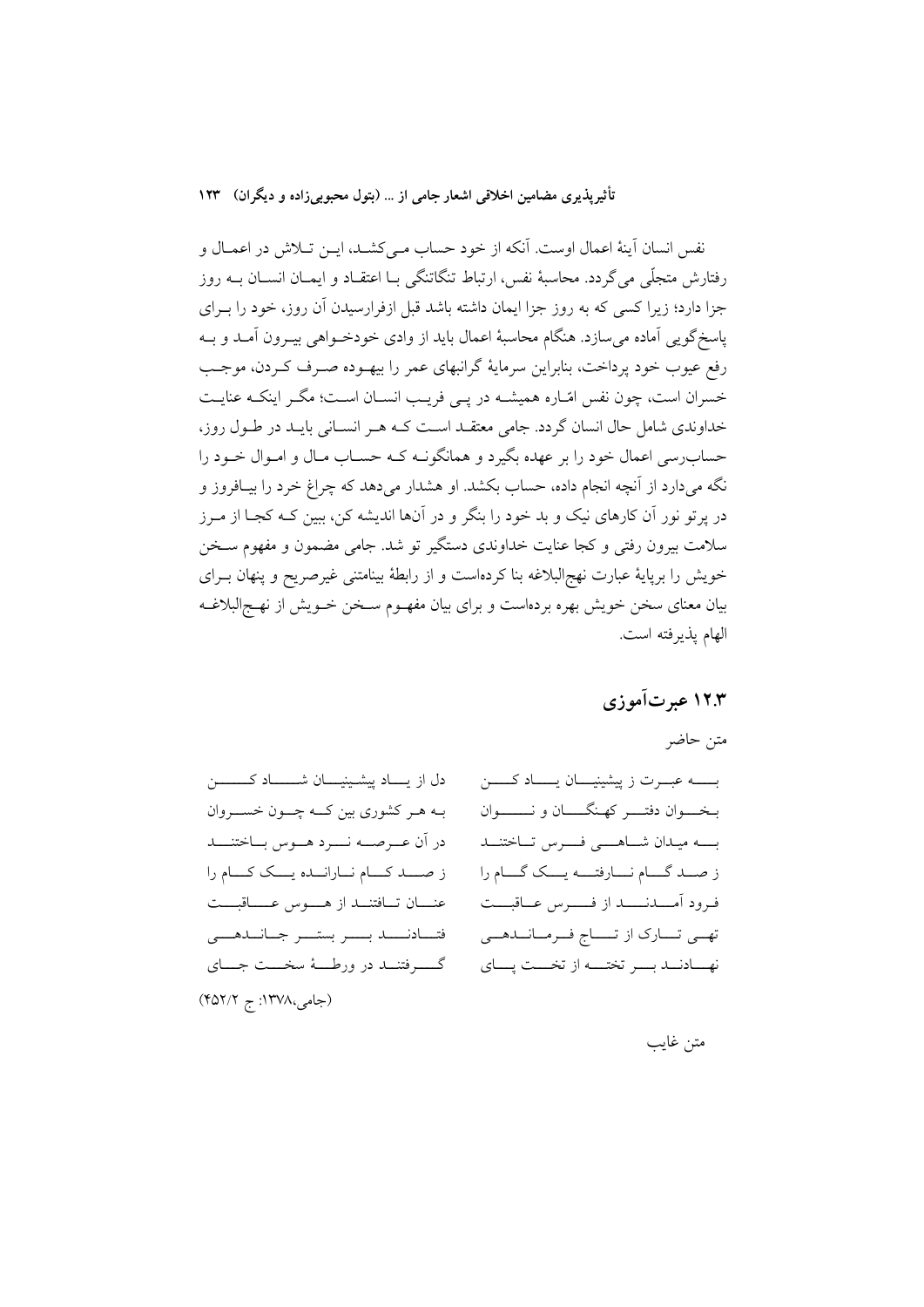نفس انسان آینهٔ اعمال اوست. آنکه از خود حساب می‌کشد، این تلاش در اعمال و رفتارش متجلّی می‌گردد. محاسبهٔ نفس، ارتباط تنگاتنگی با اعتقاد و ایمان انسان به روز جزا دارد؛ زیرا کسی که به روز جزا ایمان داشته باشد قبل ازفرارسیدن آن روز، خود را برای پاسخ‌گویی آماده می‌سازد. هنگام محاسبهٔ اعمال باید از وادی خودخواهی بیرون آمد و به رفع عیوب خود پرداخت، بنابراین سرمایهٔ گرانبهای عمر را بیهوده صرف کردن، موجب خسران است، چون نفس امّاره همیشه در پی فریب انسان است؛ مگر اینکه عنایت خداوندی شامل حال انسان گردد. جامی معتقد است که هر انسانی باید در طول روز، حساب‌رسی اعمال خود را بر عهده بگیرد و همانگونه که حساب مال و اموال خود را نگه می‌دارد از آنچه انجام داده، حساب بکشد. او هشدار می‌دهد که چراغ خرد را بیافروز و در پرتو نور آن کارهای نیک و بد خود را بنگر و در آن‌ها اندیشه کن، ببین که کجا از مرز سلامت بیرون رفتی و کجا عنایت خداوندی دستگیر تو شد. جامی مضمون و مفهوم سخن خویش را برپایهٔ عبارت نهج‌البلاغه بنا کرده‌است و از رابطهٔ بینامتنی غیرصریح و پنهان برای بیان معنای سخن خویش بهره برده‌است و برای بیان مفهوم سخن خویش از نهج‌البلاغه الهام پذیرفته است.

### ۱۲.۳ عبرت‌آموزی

متن حاضر

به عبرت ز پیشینیان یاد کن / دل از یاد پیشینیان شاد کن

بخوان دفتر کهنگان و نوان / به هر کشوری بین که چون خسروان

به میدان شاهی فرس تاختند / در آن عرصه نرد هوس باختند

ز صد گام نارفته یک گام را / ز صد کام نارانده یک کام را

فرود آمدند از فرس عاقبت / عنان تافتند از هوس عاقبت

تهی تارک از تاج فرماندهی / فتادند بر بستر جاندهی

نهادند بر تخته از تخت پای / گرفتند در ورطهٔ سخت جای

(جامی،۱۳۷۸: ج ۴۵۲/۲)

متن غایب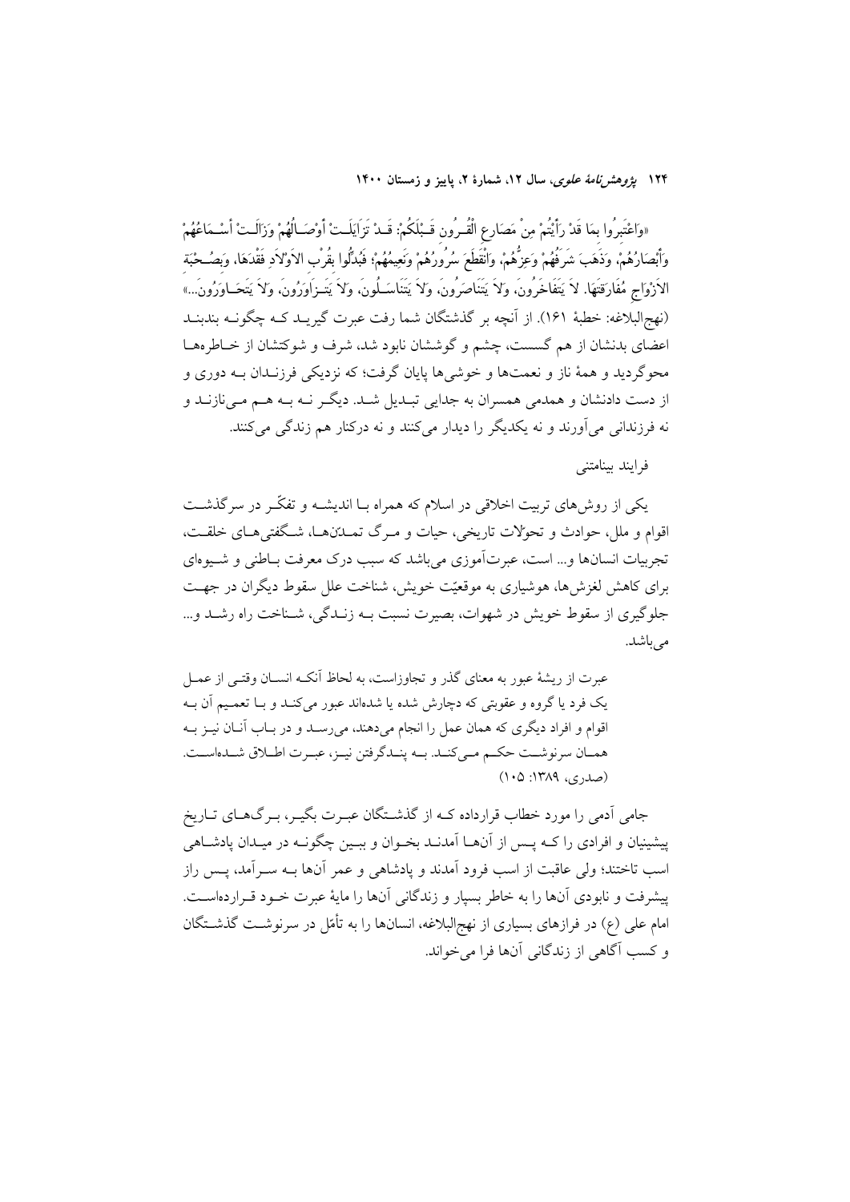«وَاعْتَبِرُوا بِمَا قَدْ رَأَيْتُمْ مِنْ مَصَارِعِ الْقُرُونِ قَبْلَكُمْ: قَدْ تَزَايَلَتْ أَوْصَالُهُمْ وَزَالَتْ أَسْمَاعُهُمْ وَأَبْصَارُهُمْ، وَذَهَبَ شَرَفُهُمْ وَعِزُّهُمْ، وَانْقَطَعَ سُرُورُهُمْ وَنَعِيمُهُمْ؛ فَبُدِّلُوا بِقُرْبِ الاَوْلاَدِ فَقْدَهَا، وَبِصُحْبَةِ الاَزْوَاجِ مُفَارَقَتَهَا. لاَ يَتَفَاخَرُونَ، وَلاَ يَتَنَاصَرُونَ، وَلاَ يَتَنَاسَلُونَ، وَلاَ يَتَزَاوَرُونَ، وَلاَ يَتَحَاوَرُونَ...» (نهج‌البلاغه: خطبهٔ ۱۶۱). از آنچه بر گذشتگان شما رفت عبرت گیرید که چگونه بندبند اعضای بدنشان از هم گسست، چشم و گوششان نابود شد، شرف و شوکتشان از خاطره‌ها محوگردید و همهٔ ناز و نعمت‌ها و خوشی‌ها پایان گرفت؛ که نزدیکی فرزندان به دوری و از دست دادنشان و همدمی همسران به جدایی تبدیل شد. دیگر نه به هم می‌نازند و نه فرزندانی می‌آورند و نه یکدیگر را دیدار می‌کنند و نه درکنار هم زندگی می‌کنند.

فرایند بینامتنی

یکی از روش‌های تربیت اخلاقی در اسلام که همراه با اندیشه و تفکّر در سرگذشت اقوام و ملل، حوادث و تحوّلات تاریخی، حیات و مرگ تمدّن‌ها، شگفتی‌های خلقت، تجربیات انسان‌ها و... است، عبرت‌آموزی می‌باشد که سبب درک معرفت باطنی و شیوه‌ای برای کاهش لغزش‌ها، هوشیاری به موقعیّت خویش، شناخت علل سقوط دیگران در جهت جلوگیری از سقوط خویش در شهوات، بصیرت نسبت به زندگی، شناخت راه رشد و... می‌باشد.

> عبرت از ریشهٔ عبور به معنای گذر و تجاوزاست، به لحاظ آنکه انسان وقتی از عمل یک فرد یا گروه و عقوبتی که دچارش شده یا شده‌اند عبور می‌کند و با تعمیم آن به اقوام و افراد دیگری که همان عمل را انجام می‌دهند، می‌رسد و در باب آنان نیز به همان سرنوشت حکم می‌کند. به پندگرفتن نیز، عبرت اطلاق شده‌است. (صدری، ۱۳۸۹: ۱۰۵)

جامی آدمی را مورد خطاب قرارداده که از گذشتگان عبرت بگیر، برگ‌های تاریخ پیشینیان و افرادی را که پس از آن‌ها آمدند بخوان و ببین چگونه در میدان پادشاهی اسب تاختند؛ ولی عاقبت از اسب فرود آمدند و پادشاهی و عمر آن‌ها به سرآمد، پس راز پیشرفت و نابودی آن‌ها را به خاطر بسپار و زندگانی آن‌ها را مایهٔ عبرت خود قرارده‌است. امام علی (ع) در فرازهای بسیاری از نهج‌البلاغه، انسان‌ها را به تأمّل در سرنوشت گذشتگان و کسب آگاهی از زندگانی آن‌ها فرا می‌خواند.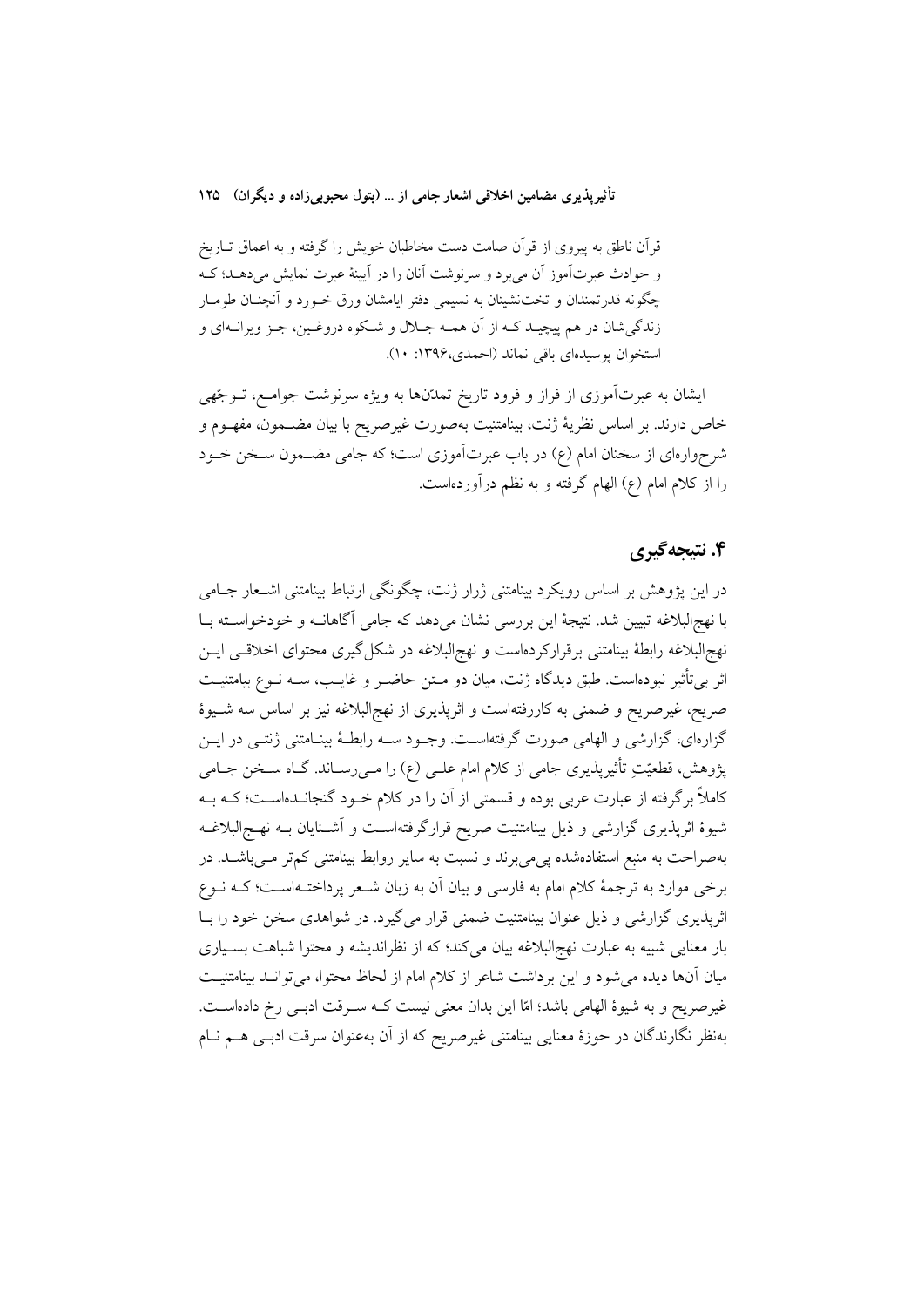قرآن ناطق به پیروی از قرآن صامت دست مخاطبان خویش را گرفته و به اعماق تاریخ و حوادث عبرت‌آموز آن می‌برد و سرنوشت آنان را در آیینهٔ عبرت نمایش می‌دهد؛ که چگونه قدرتمندان و تخت‌نشینان به نسیمی دفتر ایامشان ورق خورد و آنچنان طومار زندگی‌شان در هم پیچید که از آن همه جلال و شکوه دروغین، جز ویرانه‌ای و استخوان پوسیده‌ای باقی نماند (احمدی،۱۳۹۶: ۱۰).

ایشان به عبرت‌آموزی از فراز و فرود تاریخ تمدّن‌ها به ویژه سرنوشت جوامع، توجّهی خاص دارند. بر اساس نظریهٔ ژنت، بینامتنیت به‌صورت غیرصریح با بیان مضمون، مفهوم و شرح‌واره‌ای از سخنان امام (ع) در باب عبرت‌آموزی است؛ که جامی مضمون سخن خود را از کلام امام (ع) الهام گرفته و به نظم درآورده‌است.

## ۴. نتیجه‌گیری

در این پژوهش بر اساس رویکرد بینامتنی ژرار ژنت، چگونگی ارتباط بینامتنی اشعار جامی با نهج‌البلاغه تبیین شد. نتیجهٔ این بررسی نشان می‌دهد که جامی آگاهانه و خودخواسته با نهج‌البلاغه رابطهٔ بینامتنی برقرارکرده‌است و نهج‌البلاغه در شکل‌گیری محتوای اخلاقی این اثر بی‌تأثیر نبوده‌است. طبق دیدگاه ژنت، میان دو متن حاضر و غایب، سه نوع بیامتنیت صریح، غیرصریح و ضمنی به کاررفته‌است و اثرپذیری از نهج‌البلاغه نیز بر اساس سه شیوهٔ گزاره‌ای، گزارشی و الهامی صورت گرفته‌است. وجود سه رابطهٔ بینامتنی ژنتی در این پژوهش، قطعیّتِ تأثیرپذیری جامی از کلام امام علی (ع) را می‌رساند. گاه سخن جامی کاملاً برگرفته از عبارت عربی بوده و قسمتی از آن را در کلام خود گنجانده‌است؛ که به شیوهٔ اثرپذیری گزارشی و ذیل بینامتنیت صریح قرارگرفته‌است و آشنایان به نهج‌البلاغه به‌صراحت به منبع استفاده‌شده پی‌می‌برند و نسبت به سایر روابط بینامتنی کم‌تر می‌باشد. در برخی موارد به ترجمهٔ کلام امام به فارسی و بیان آن به زبان شعر پرداخته‌است؛ که نوع اثرپذیری گزارشی و ذیل عنوان بینامتنیت ضمنی قرار می‌گیرد. در شواهدی سخن خود را با بار معنایی شبیه به عبارت نهج‌البلاغه بیان می‌کند؛ که از نظراندیشه و محتوا شباهت بسیاری میان آن‌ها دیده می‌شود و این برداشت شاعر از کلام امام از لحاظ محتوا، می‌تواند بینامتنیت غیرصریح و به شیوهٔ الهامی باشد؛ امّا این بدان معنی نیست که سرقت ادبی رخ داده‌است. به‌نظر نگارندگان در حوزهٔ معنایی بینامتنی غیرصریح که از آن به‌عنوان سرقت ادبی هم نام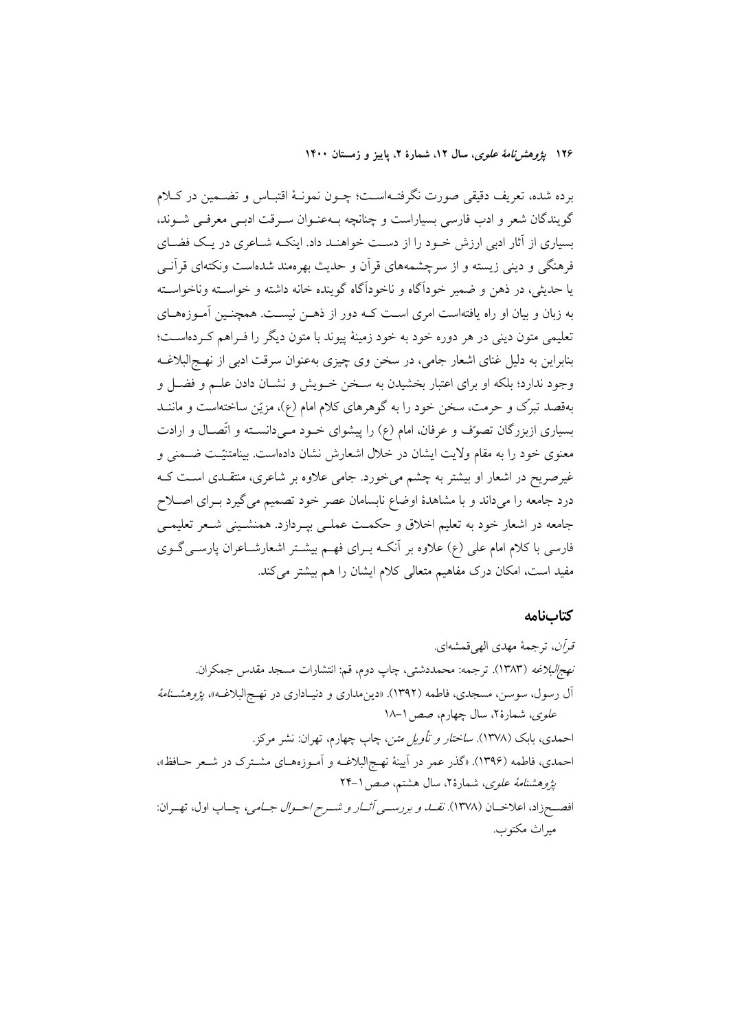برده شده، تعریف دقیقی صورت نگرفته‌است؛ چون نمونهٔ اقتباس و تضمین در کلام گویندگان شعر و ادب فارسی بسیاراست و چنانچه به‌عنوان سرقت ادبی معرفی شوند، بسیاری از آثار ادبی ارزش خود را از دست خواهند داد. اینکه شاعری در یک فضای فرهنگی و دینی زیسته و از سرچشمه‌های قرآن و حدیث بهره‌مند شده‌است ونکته‌ای قرآنی یا حدیثی، در ذهن و ضمیر خودآگاه و ناخودآگاه گوینده خانه داشته و خواسته وناخواسته به زبان و بیان او راه یافته‌است امری است که دور از ذهن نیست. همچنین آموزه‌های تعلیمی متون دینی در هر دوره خود به خود زمینهٔ پیوند با متون دیگر را فراهم کرده‌است؛ بنابراین به دلیل غنای اشعار جامی، در سخن وی چیزی به‌عنوان سرقت ادبی از نهج‌البلاغه وجود ندارد؛ بلکه او برای اعتبار بخشیدن به سخن خویش و نشان دادن علم و فضل و به‌قصد تبرّک و حرمت، سخن خود را به گوهرهای کلام امام (ع)، مزیّن ساخته‌است و مانند بسیاری ازبزرگان تصوّف و عرفان، امام (ع) را پیشوای خود می‌دانسته و اتّصال و ارادت معنوی خود را به مقام ولایت ایشان در خلال اشعارش نشان داده‌است. بینامتنیّت ضمنی و غیرصریح در اشعار او بیشتر به چشم می‌خورد. جامی علاوه بر شاعری، منتقدی است که درد جامعه را می‌داند و با مشاهدهٔ اوضاع نابسامان عصر خود تصمیم می‌گیرد برای اصلاح جامعه در اشعار خود به تعلیم اخلاق و حکمت عملی بپردازد. همنشینی شعر تعلیمی فارسی با کلام امام علی (ع) علاوه بر آنکه برای فهم بیشتر اشعارشاعران پارسی‌گوی مفید است، امکان درک مفاهیم متعالی کلام ایشان را هم بیشتر می‌کند.

## کتاب‌نامه

*قرآن*، ترجمهٔ مهدی الهی‌قمشه‌ای.

*نهج‌البلاغه* (۱۳۸۳). ترجمه: محمددشتی، چاپ دوم، قم: انتشارات مسجد مقدس جمکران.

آل رسول، سوسن، مسجدی، فاطمه (۱۳۹۲). «دین‌مداری و دنیاداری در نهج‌البلاغه»، *پژوهشنامهٔ علوی*، شمارهٔ۲، سال چهارم، صص۱–۱۸

احمدی، بابک (۱۳۷۸). *ساختار و تأویل متن*، چاپ چهارم، تهران: نشر مرکز.

احمدی، فاطمه (۱۳۹۶). «گذر عمر در آیینهٔ نهج‌البلاغه و آموزه‌های مشترک در شعر حافظ»، *پژوهشنامهٔ علوی*، شمارهٔ۲، سال هشتم، صص۱–۲۴

افصح‌زاد، اعلاخان (۱۳۷۸). *نقد و بررسی آثار و شرح احوال جامی*، چاپ اول، تهران: میراث مکتوب.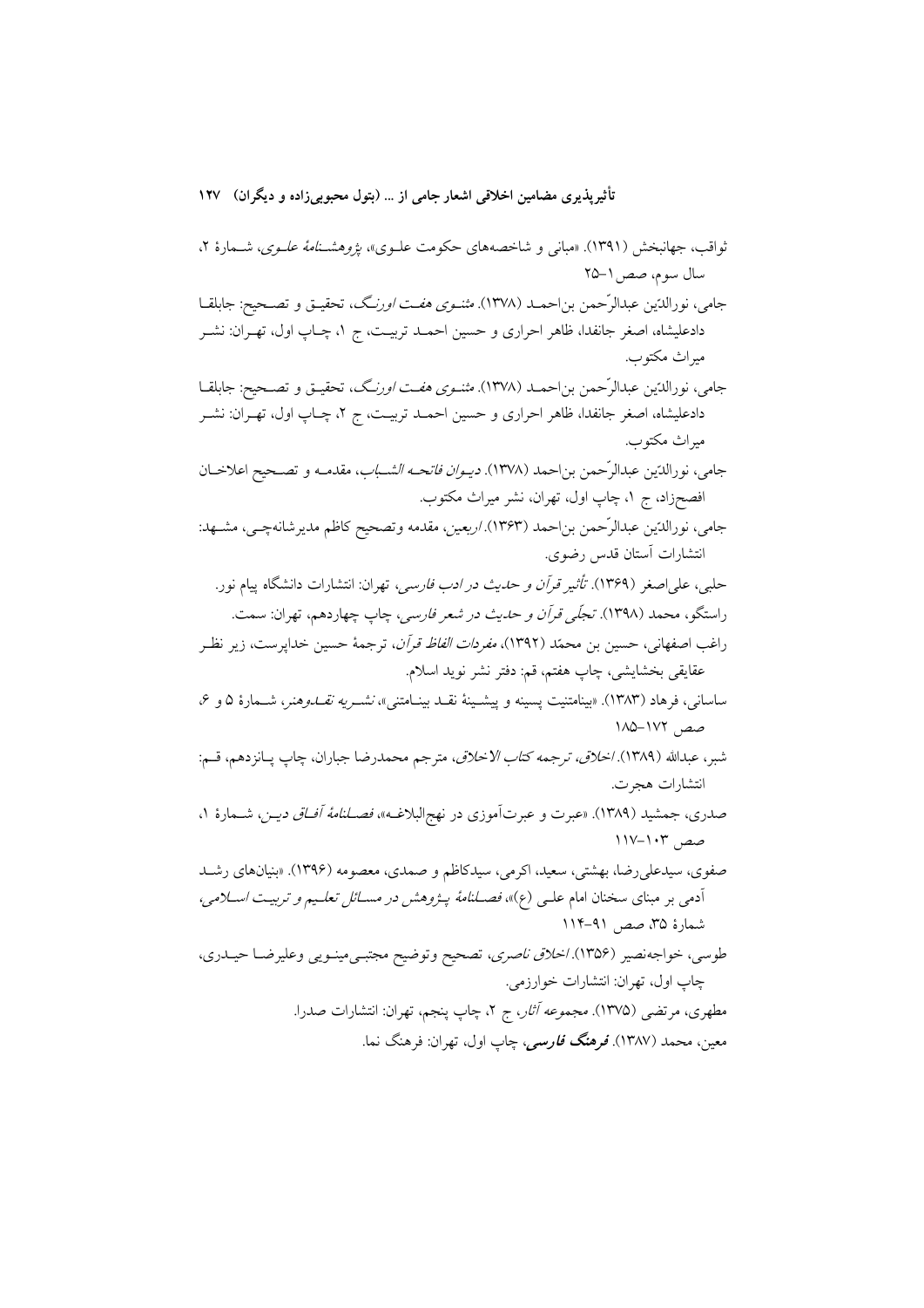ثواقب، جهانبخش (۱۳۹۱). «مبانی و شاخصه‌های حکومت علـوی»، *پژوهشـنامهٔ علـوی*، شـمارهٔ ۲، سال سوم، صص ۱–۲۵

جامی، نورالدّین عبدالرّحمن بن‌احمـد (۱۳۷۸). *مثنـوی هفـت اورنـگ*، تحقیـق و تصـحیح: جابلقـا دادعلیشاه، اصغر جانفدا، ظاهر احراری و حسین احمـد تربیـت، ج ۱، چـاپ اول، تهـران: نشـر میراث مکتوب.

جامی، نورالدّین عبدالرّحمن بن‌احمـد (۱۳۷۸). *مثنـوی هفـت اورنـگ*، تحقیـق و تصـحیح: جابلقـا دادعلیشاه، اصغر جانفدا، ظاهر احراری و حسین احمـد تربیـت، ج ۲، چـاپ اول، تهـران: نشـر میراث مکتوب.

جامی، نورالدّین عبدالرّحمن بن‌احمد (۱۳۷۸). *دیـوان فاتحـه الشـباب*، مقدمـه و تصـحیح اعلاخـان افصح‌زاد، ج ۱، چاپ اول، تهران، نشر میراث مکتوب.

جامی، نورالدّین عبدالرّحمن بن‌احمد (۱۳۶۳). *اربعین*، مقدمه وتصحیح کاظم مدیرشانه‌چـی، مشـهد: انتشارات آستان قدس رضوی.

حلبی، علی‌اصغر (۱۳۶۹). *تأثیر قرآن و حدیث در ادب فارسی*، تهران: انتشارات دانشگاه پیام نور.

راستگو، محمد (۱۳۹۸). *تجلّی قرآن و حدیث در شعر فارسی*، چاپ چهاردهم، تهران: سمت.

راغب اصفهانی، حسین بن محمّد (۱۳۹۲)، *مفردات الفاظ قرآن*، ترجمهٔ حسین خداپرست، زیر نظـر عقایقی بخشایشی، چاپ هفتم، قم: دفتر نشر نوید اسلام.

ساسانی، فرهاد (۱۳۸۳). «بینامتنیت پسینه و پیشـینهٔ نقـد بینـامتنی»، *نشـریه نقـدوهنر*، شـمارهٔ ۵ و ۶، صص ۱۷۲–۱۸۵

شبر، عبدالله (۱۳۸۹). *اخلاق، ترجمه کتاب الاخلاق*، مترجم محمدرضا جباران، چاپ پـانزدهم، قـم: انتشارات هجرت.

صدری، جمشید (۱۳۸۹). «عبرت و عبرت‌آموزی در نهج‌البلاغـه»، *فصـلنامهٔ آفـاق دیـن*، شـمارهٔ ۱، صص ۱۰۳–۱۱۷

صفوی، سیدعلی‌رضا، بهشتی، سعید، اکرمی، سیدکاظم و صمدی، معصومه (۱۳۹۶). «بنیان‌های رشـد آدمی بر مبنای سخنان امام علـی (ع)»، *فصـلنامهٔ پـژوهش در مسـائل تعلـیم و تربیـت اسـلامی*، شمارهٔ ۳۵، صص ۹۱–۱۱۴

طوسی، خواجه‌نصیر (۱۳۵۶). *اخلاق ناصری*، تصحیح وتوضیح مجتبـی‌مینـویی وعلیرضـا حیـدری، چاپ اول، تهران: انتشارات خوارزمی.

مطهری، مرتضی (۱۳۷۵). *مجموعه آثار*، ج ۲، چاپ پنجم، تهران: انتشارات صدرا.

معین، محمد (۱۳۸۷). ***فرهنگ فارسی***، چاپ اول، تهران: فرهنگ نما.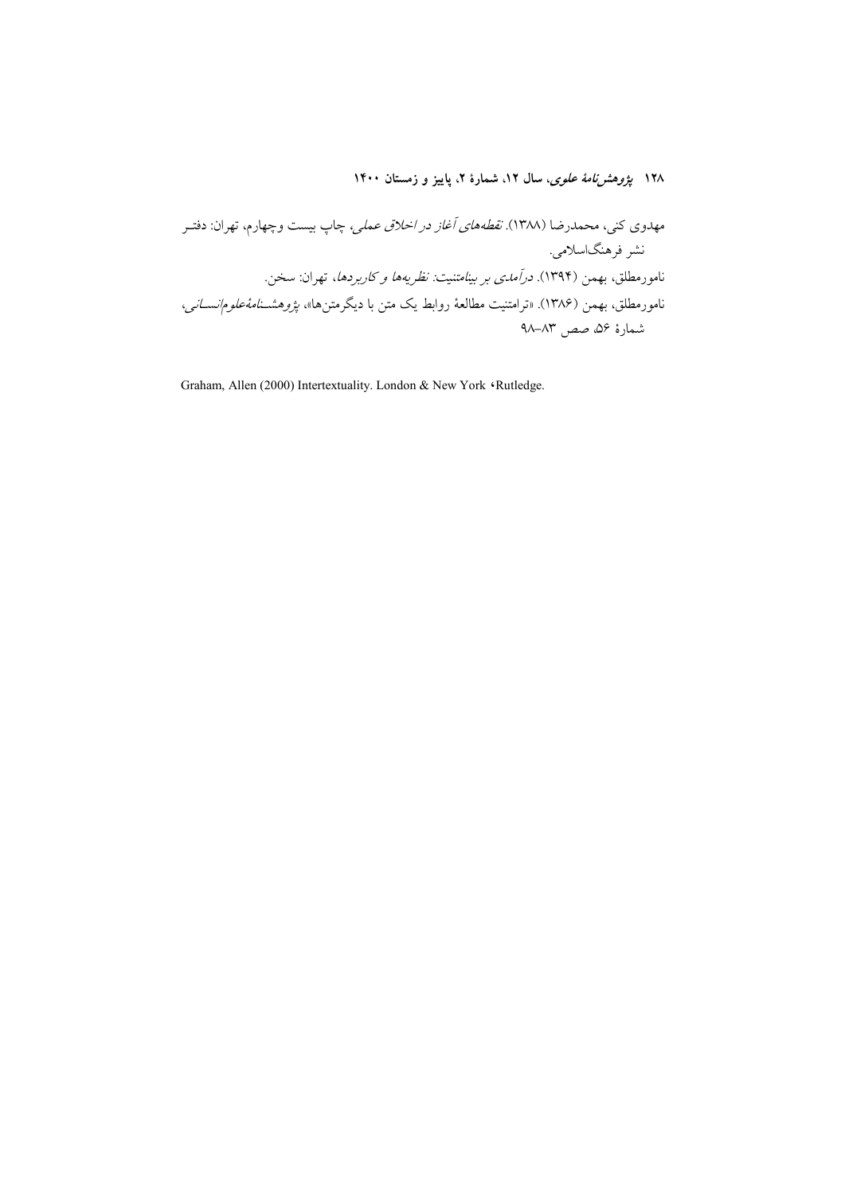مهدوی کنی، محمدرضا (۱۳۸۸). *نقطه‌های آغاز در اخلاق عملی*، چاپ بیست وچهارم، تهران: دفتـر نشر فرهنگ‌اسلامی.

نامورمطلق، بهمن (۱۳۹۴). *درآمدی بر بینامتنیت: نظریه‌ها و کاربردها*، تهران: سخن.

نامورمطلق، بهمن (۱۳۸۶). «ترامتنیت مطالعهٔ روابط یک متن با دیگرمتن‌ها»، *پژوهشـنامهٔ‌علوم‌انسـانی*، شمارهٔ ۵۶، صص ۸۳–۹۸

Graham, Allen (2000) Intertextuality. London & New York ،Rutledge.